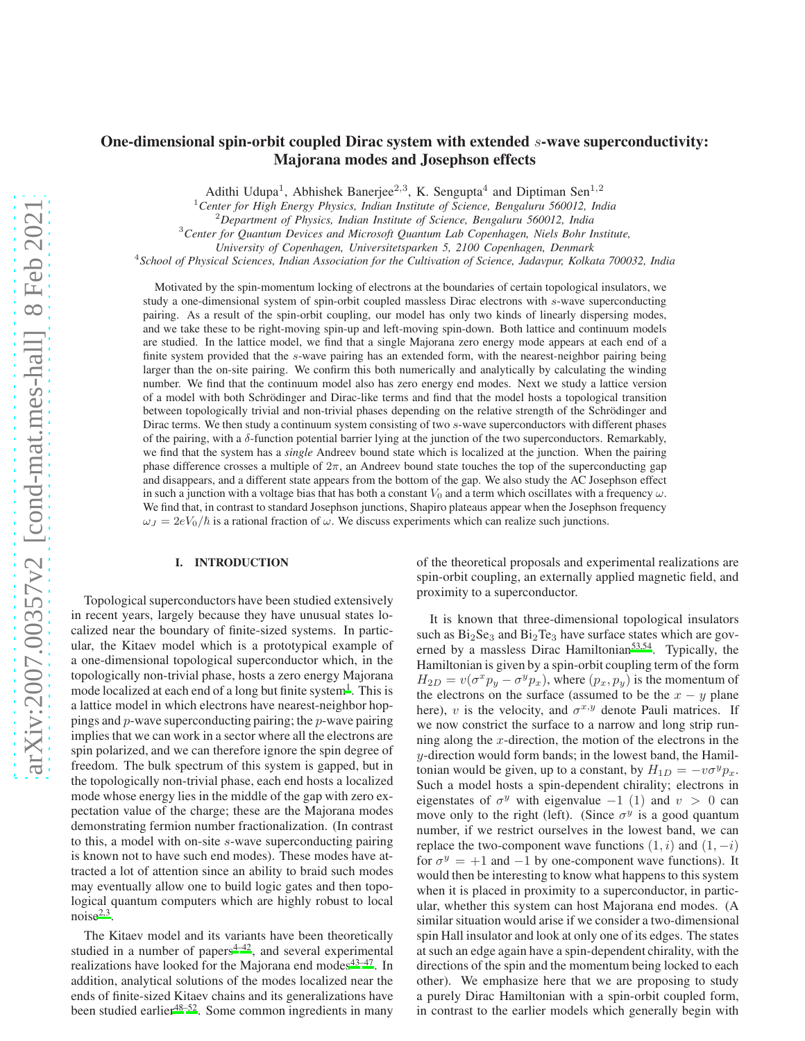# One-dimensional spin-orbit coupled Dirac system with extended $s$-wave superconductivity: Majorana modes and Josephson effects

Adithi Udupa[1], Abhishek Banerjee[2,3], K. Sengupta[4] and Diptiman Sen[1,2]

[1]*Center for High Energy Physics, Indian Institute of Science, Bengaluru 560012, India*
[2]*Department of Physics, Indian Institute of Science, Bengaluru 560012, India*
[3]*Center for Quantum Devices and Microsoft Quantum Lab Copenhagen, Niels Bohr Institute, University of Copenhagen, Universitetsparken 5, 2100 Copenhagen, Denmark*
[4]*School of Physical Sciences, Indian Association for the Cultivation of Science, Jadavpur, Kolkata 700032, India*

Motivated by the spin-momentum locking of electrons at the boundaries of certain topological insulators, we study a one-dimensional system of spin-orbit coupled massless Dirac electrons with $s$-wave superconducting pairing. As a result of the spin-orbit coupling, our model has only two kinds of linearly dispersing modes, and we take these to be right-moving spin-up and left-moving spin-down. Both lattice and continuum models are studied. In the lattice model, we find that a single Majorana zero energy mode appears at each end of a finite system provided that the $s$-wave pairing has an extended form, with the nearest-neighbor pairing being larger than the on-site pairing. We confirm this both numerically and analytically by calculating the winding number. We find that the continuum model also has zero energy end modes. Next we study a lattice version of a model with both Schrödinger and Dirac-like terms and find that the model hosts a topological transition between topologically trivial and non-trivial phases depending on the relative strength of the Schrödinger and Dirac terms. We then study a continuum system consisting of two $s$-wave superconductors with different phases of the pairing, with a $\delta$-function potential barrier lying at the junction of the two superconductors. Remarkably, we find that the system has a *single* Andreev bound state which is localized at the junction. When the pairing phase difference crosses a multiple of $2\pi$, an Andreev bound state touches the top of the superconducting gap and disappears, and a different state appears from the bottom of the gap. We also study the AC Josephson effect in such a junction with a voltage bias that has both a constant $V_0$ and a term which oscillates with a frequency $\omega$. We find that, in contrast to standard Josephson junctions, Shapiro plateaus appear when the Josephson frequency $\omega_J = 2eV_0/\hbar$ is a rational fraction of $\omega$. We discuss experiments which can realize such junctions.

## I. INTRODUCTION

Topological superconductors have been studied extensively in recent years, largely because they have unusual states localized near the boundary of finite-sized systems. In particular, the Kitaev model which is a prototypical example of a one-dimensional topological superconductor which, in the topologically non-trivial phase, hosts a zero energy Majorana mode localized at each end of a long but finite system[1]. This is a lattice model in which electrons have nearest-neighbor hoppings and $p$-wave superconducting pairing; the $p$-wave pairing implies that we can work in a sector where all the electrons are spin polarized, and we can therefore ignore the spin degree of freedom. The bulk spectrum of this system is gapped, but in the topologically non-trivial phase, each end hosts a localized mode whose energy lies in the middle of the gap with zero expectation value of the charge; these are the Majorana modes demonstrating fermion number fractionalization. (In contrast to this, a model with on-site $s$-wave superconducting pairing is known not to have such end modes). These modes have attracted a lot of attention since an ability to braid such modes may eventually allow one to build logic gates and then topological quantum computers which are highly robust to local noise[2,3].

The Kitaev model and its variants have been theoretically studied in a number of papers[4–42], and several experimental realizations have looked for the Majorana end modes[43–47]. In addition, analytical solutions of the modes localized near the ends of finite-sized Kitaev chains and its generalizations have been studied earlier[48–52]. Some common ingredients in many of the theoretical proposals and experimental realizations are spin-orbit coupling, an externally applied magnetic field, and proximity to a superconductor.

It is known that three-dimensional topological insulators such as $Bi_2Se_3$ and $Bi_2Te_3$ have surface states which are governed by a massless Dirac Hamiltonian[53,54]. Typically, the Hamiltonian is given by a spin-orbit coupling term of the form $H_{2D} = v(\sigma^x p_y - \sigma^y p_x)$, where $(p_x, p_y)$ is the momentum of the electrons on the surface (assumed to be the $x-y$ plane here), $v$ is the velocity, and $\sigma^{x,y}$ denote Pauli matrices. If we now constrict the surface to a narrow and long strip running along the $x$-direction, the motion of the electrons in the $y$-direction would form bands; in the lowest band, the Hamiltonian would be given, up to a constant, by $H_{1D} = -v\sigma^y p_x$. Such a model hosts a spin-dependent chirality; electrons in eigenstates of $\sigma^y$ with eigenvalue $-1$ $(1)$ and $v > 0$ can move only to the right (left). (Since $\sigma^y$ is a good quantum number, if we restrict ourselves in the lowest band, we can replace the two-component wave functions $(1, i)$ and $(1, -i)$ for $\sigma^y = +1$ and $-1$ by one-component wave functions). It would then be interesting to know what happens to this system when it is placed in proximity to a superconductor, in particular, whether this system can host Majorana end modes. (A similar situation would arise if we consider a two-dimensional spin Hall insulator and look at only one of its edges. The states at such an edge again have a spin-dependent chirality, with the directions of the spin and the momentum being locked to each other). We emphasize here that we are proposing to study a purely Dirac Hamiltonian with a spin-orbit coupled form, in contrast to the earlier models which generally begin with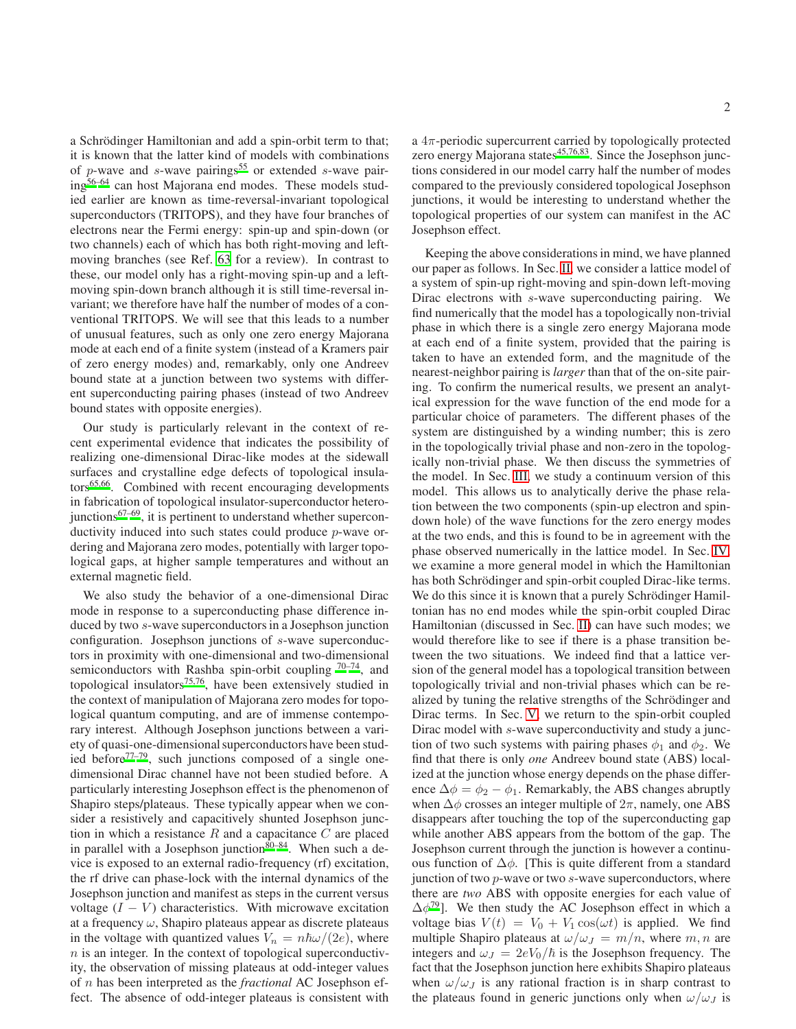a Schrödinger Hamiltonian and add a spin-orbit term to that; it is known that the latter kind of models with combinations of $p$-wave and $s$-wave pairings[55] or extended $s$-wave pairing[56–64] can host Majorana end modes. These models studied earlier are known as time-reversal-invariant topological superconductors (TRITOPS), and they have four branches of electrons near the Fermi energy: spin-up and spin-down (or two channels) each of which has both right-moving and left-moving branches (see Ref. 63 for a review). In contrast to these, our model only has a right-moving spin-up and a left-moving spin-down branch although it is still time-reversal invariant; we therefore have half the number of modes of a conventional TRITOPS. We will see that this leads to a number of unusual features, such as only one zero energy Majorana mode at each end of a finite system (instead of a Kramers pair of zero energy modes) and, remarkably, only one Andreev bound state at a junction between two systems with different superconducting pairing phases (instead of two Andreev bound states with opposite energies).

Our study is particularly relevant in the context of recent experimental evidence that indicates the possibility of realizing one-dimensional Dirac-like modes at the sidewall surfaces and crystalline edge defects of topological insulators[65,66]. Combined with recent encouraging developments in fabrication of topological insulator-superconductor heterojunctions[67–69], it is pertinent to understand whether superconductivity induced into such states could produce $p$-wave ordering and Majorana zero modes, potentially with larger topological gaps, at higher sample temperatures and without an external magnetic field.

We also study the behavior of a one-dimensional Dirac mode in response to a superconducting phase difference induced by two $s$-wave superconductors in a Josephson junction configuration. Josephson junctions of $s$-wave superconductors in proximity with one-dimensional and two-dimensional semiconductors with Rashba spin-orbit coupling [70–74], and topological insulators[75,76], have been extensively studied in the context of manipulation of Majorana zero modes for topological quantum computing, and are of immense contemporary interest. Although Josephson junctions between a variety of quasi-one-dimensional superconductors have been studied before[77–79], such junctions composed of a single one-dimensional Dirac channel have not been studied before. A particularly interesting Josephson effect is the phenomenon of Shapiro steps/plateaus. These typically appear when we consider a resistively and capacitively shunted Josephson junction in which a resistance $R$ and a capacitance $C$ are placed in parallel with a Josephson junction[80–84]. When such a device is exposed to an external radio-frequency (rf) excitation, the rf drive can phase-lock with the internal dynamics of the Josephson junction and manifest as steps in the current versus voltage ($I-V$) characteristics. With microwave excitation at a frequency $\omega$, Shapiro plateaus appear as discrete plateaus in the voltage with quantized values $V_n = n\hbar\omega/(2e)$, where $n$ is an integer. In the context of topological superconductivity, the observation of missing plateaus at odd-integer values of $n$ has been interpreted as the *fractional* AC Josephson effect. The absence of odd-integer plateaus is consistent with a $4\pi$-periodic supercurrent carried by topologically protected zero energy Majorana states[45,76,83]. Since the Josephson junctions considered in our model carry half the number of modes compared to the previously considered topological Josephson junctions, it would be interesting to understand whether the topological properties of our system can manifest in the AC Josephson effect.

Keeping the above considerations in mind, we have planned our paper as follows. In Sec. II, we consider a lattice model of a system of spin-up right-moving and spin-down left-moving Dirac electrons with $s$-wave superconducting pairing. We find numerically that the model has a topologically non-trivial phase in which there is a single zero energy Majorana mode at each end of a finite system, provided that the pairing is taken to have an extended form, and the magnitude of the nearest-neighbor pairing is *larger* than that of the on-site pairing. To confirm the numerical results, we present an analytical expression for the wave function of the end mode for a particular choice of parameters. The different phases of the system are distinguished by a winding number; this is zero in the topologically trivial phase and non-zero in the topologically non-trivial phase. We then discuss the symmetries of the model. In Sec. III, we study a continuum version of this model. This allows us to analytically derive the phase relation between the two components (spin-up electron and spin-down hole) of the wave functions for the zero energy modes at the two ends, and this is found to be in agreement with the phase observed numerically in the lattice model. In Sec. IV, we examine a more general model in which the Hamiltonian has both Schrödinger and spin-orbit coupled Dirac-like terms. We do this since it is known that a purely Schrödinger Hamiltonian has no end modes while the spin-orbit coupled Dirac Hamiltonian (discussed in Sec. II) can have such modes; we would therefore like to see if there is a phase transition between the two situations. We indeed find that a lattice version of the general model has a topological transition between topologically trivial and non-trivial phases which can be realized by tuning the relative strengths of the Schrödinger and Dirac terms. In Sec. V, we return to the spin-orbit coupled Dirac model with $s$-wave superconductivity and study a junction of two such systems with pairing phases $\phi_1$ and $\phi_2$. We find that there is only *one* Andreev bound state (ABS) localized at the junction whose energy depends on the phase difference $\Delta\phi = \phi_2 - \phi_1$. Remarkably, the ABS changes abruptly when $\Delta\phi$ crosses an integer multiple of $2\pi$, namely, one ABS disappears after touching the top of the superconducting gap while another ABS appears from the bottom of the gap. The Josephson current through the junction is however a continuous function of $\Delta\phi$. [This is quite different from a standard junction of two $p$-wave or two $s$-wave superconductors, where there are *two* ABS with opposite energies for each value of $\Delta\phi$[79]]. We then study the AC Josephson effect in which a voltage bias $V(t) = V_0 + V_1 \cos(\omega t)$ is applied. We find multiple Shapiro plateaus at $\omega/\omega_J = m/n$, where $m, n$ are integers and $\omega_J = 2eV_0/\hbar$ is the Josephson frequency. The fact that the Josephson junction here exhibits Shapiro plateaus when $\omega/\omega_J$ is any rational fraction is in sharp contrast to the plateaus found in generic junctions only when $\omega/\omega_J$ is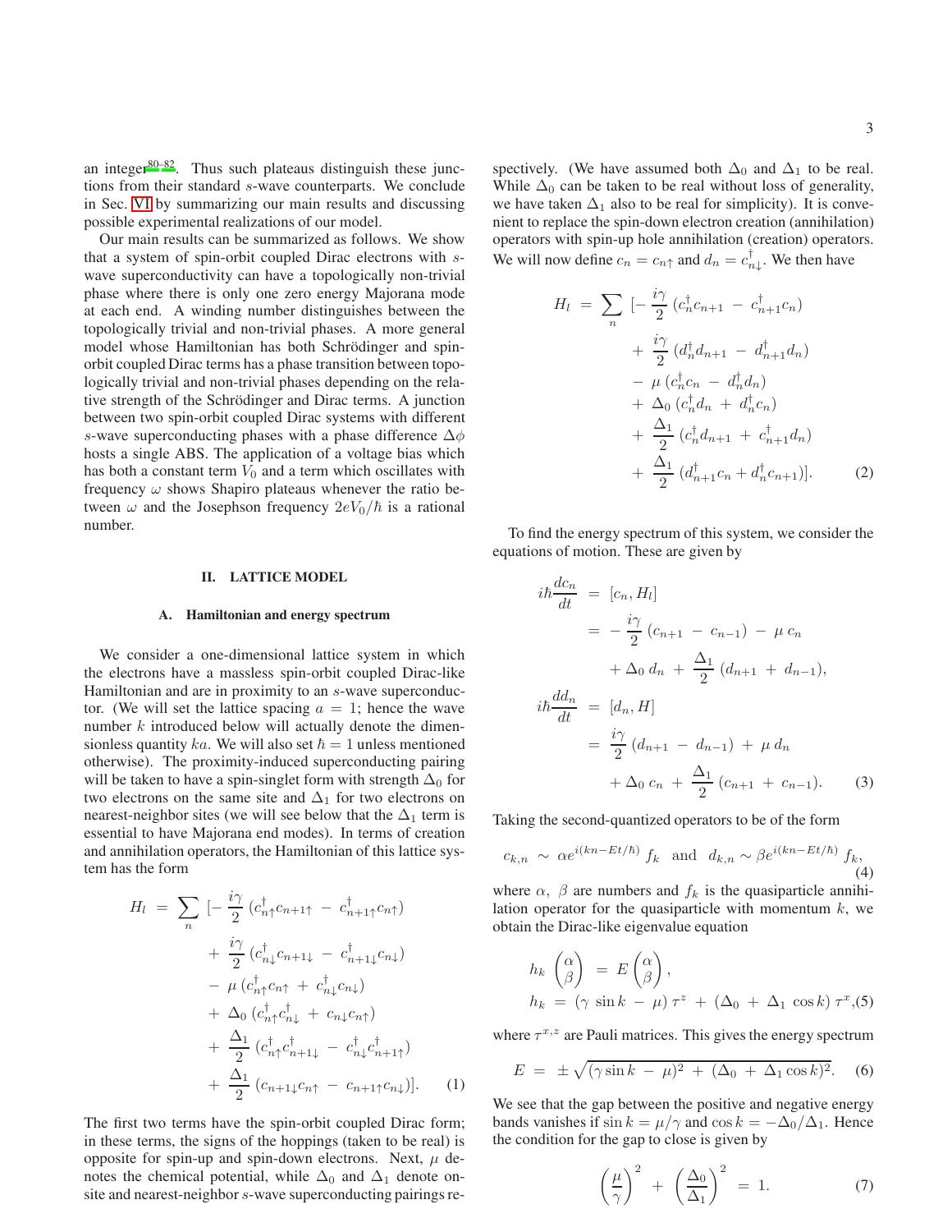an integer[80–82]. Thus such plateaus distinguish these junctions from their standard $s$-wave counterparts. We conclude in Sec. VI by summarizing our main results and discussing possible experimental realizations of our model.

Our main results can be summarized as follows. We show that a system of spin-orbit coupled Dirac electrons with $s$-wave superconductivity can have a topologically non-trivial phase where there is only one zero energy Majorana mode at each end. A winding number distinguishes between the topologically trivial and non-trivial phases. A more general model whose Hamiltonian has both Schrödinger and spin-orbit coupled Dirac terms has a phase transition between topologically trivial and non-trivial phases depending on the relative strength of the Schrödinger and Dirac terms. A junction between two spin-orbit coupled Dirac systems with different $s$-wave superconducting phases with a phase difference $\Delta\phi$ hosts a single ABS. The application of a voltage bias which has both a constant term $V_0$ and a term which oscillates with frequency $\omega$ shows Shapiro plateaus whenever the ratio between $\omega$ and the Josephson frequency $2eV_0/\hbar$ is a rational number.

## II. LATTICE MODEL

### A. Hamiltonian and energy spectrum

We consider a one-dimensional lattice system in which the electrons have a massless spin-orbit coupled Dirac-like Hamiltonian and are in proximity to an $s$-wave superconductor. (We will set the lattice spacing $a = 1$; hence the wave number $k$ introduced below will actually denote the dimensionless quantity $ka$. We will also set $\hbar = 1$ unless mentioned otherwise). The proximity-induced superconducting pairing will be taken to have a spin-singlet form with strength $\Delta_0$ for two electrons on the same site and $\Delta_1$ for two electrons on nearest-neighbor sites (we will see below that the $\Delta_1$ term is essential to have Majorana end modes). In terms of creation and annihilation operators, the Hamiltonian of this lattice system has the form

$$
\begin{aligned}
H_l \;=\; \sum_n \; [ & -\frac{i\gamma}{2}\,(c^\dagger_{n\uparrow}c_{n+1\uparrow} \,-\, c^\dagger_{n+1\uparrow}c_{n\uparrow}) \\
& +\, \frac{i\gamma}{2}\,(c^\dagger_{n\downarrow}c_{n+1\downarrow} \,-\, c^\dagger_{n+1\downarrow}c_{n\downarrow}) \\
& -\, \mu\,(c^\dagger_{n\uparrow}c_{n\uparrow} \,+\, c^\dagger_{n\downarrow}c_{n\downarrow}) \\
& +\, \Delta_0\,(c^\dagger_{n\uparrow}c^\dagger_{n\downarrow} \,+\, c_{n\downarrow}c_{n\uparrow}) \\
& +\, \frac{\Delta_1}{2}\,(c^\dagger_{n\uparrow}c^\dagger_{n+1\downarrow} \,-\, c^\dagger_{n\downarrow}c^\dagger_{n+1\uparrow}) \\
& +\, \frac{\Delta_1}{2}\,(c_{n+1\downarrow}c_{n\uparrow} \,-\, c_{n+1\uparrow}c_{n\downarrow})]. \qquad (1)
\end{aligned}
$$

The first two terms have the spin-orbit coupled Dirac form; in these terms, the signs of the hoppings (taken to be real) is opposite for spin-up and spin-down electrons. Next, $\mu$ denotes the chemical potential, while $\Delta_0$ and $\Delta_1$ denote onsite and nearest-neighbor $s$-wave superconducting pairings respectively. (We have assumed both $\Delta_0$ and $\Delta_1$ to be real. While $\Delta_0$ can be taken to be real without loss of generality, we have taken $\Delta_1$ also to be real for simplicity). It is convenient to replace the spin-down electron creation (annihilation) operators with spin-up hole annihilation (creation) operators. We will now define $c_n = c_{n\uparrow}$ and $d_n = c^\dagger_{n\downarrow}$. We then have

$$
\begin{aligned}
H_l \;=\; \sum_n \; [ & -\frac{i\gamma}{2}\,(c^\dagger_n c_{n+1} \,-\, c^\dagger_{n+1}c_n) \\
& +\, \frac{i\gamma}{2}\,(d^\dagger_n d_{n+1} \,-\, d^\dagger_{n+1}d_n) \\
& -\, \mu\,(c^\dagger_n c_n \,-\, d^\dagger_n d_n) \\
& +\, \Delta_0\,(c^\dagger_n d_n \,+\, d^\dagger_n c_n) \\
& +\, \frac{\Delta_1}{2}\,(c^\dagger_n d_{n+1} \,+\, c^\dagger_{n+1}d_n) \\
& +\, \frac{\Delta_1}{2}\,(d^\dagger_{n+1}c_n + d^\dagger_n c_{n+1})]. \qquad (2)
\end{aligned}
$$

To find the energy spectrum of this system, we consider the equations of motion. These are given by

$$
\begin{aligned}
i\hbar\frac{dc_n}{dt} \;&=\; [c_n, H_l] \\
&=\; -\,\frac{i\gamma}{2}\,(c_{n+1} \,-\, c_{n-1}) \,-\, \mu\, c_n \\
&\quad +\, \Delta_0\, d_n \,+\, \frac{\Delta_1}{2}\,(d_{n+1} \,+\, d_{n-1}), \\
i\hbar\frac{dd_n}{dt} \;&=\; [d_n, H] \\
&=\; \frac{i\gamma}{2}\,(d_{n+1} \,-\, d_{n-1}) \,+\, \mu\, d_n \\
&\quad +\, \Delta_0\, c_n \,+\, \frac{\Delta_1}{2}\,(c_{n+1} \,+\, c_{n-1}). \qquad (3)
\end{aligned}
$$

Taking the second-quantized operators to be of the form

$$
c_{k,n} \;\sim\; \alpha e^{i(kn-Et/\hbar)}\, f_k \quad \text{and} \quad d_{k,n} \sim \beta e^{i(kn-Et/\hbar)}\, f_k, \qquad (4)
$$

where $\alpha$, $\beta$ are numbers and $f_k$ is the quasiparticle annihilation operator for the quasiparticle with momentum $k$, we obtain the Dirac-like eigenvalue equation

$$
\begin{aligned}
h_k \begin{pmatrix}\alpha\\ \beta\end{pmatrix} \;&=\; E \begin{pmatrix}\alpha\\ \beta\end{pmatrix}, \\
h_k \;&=\; (\gamma\, \sin k \,-\, \mu)\, \tau^z \,+\, (\Delta_0 \,+\, \Delta_1\, \cos k)\, \tau^x, \qquad (5)
\end{aligned}
$$

where $\tau^{x,z}$ are Pauli matrices. This gives the energy spectrum

$$
E \;=\; \pm\,\sqrt{(\gamma \sin k \,-\, \mu)^2 \,+\, (\Delta_0 \,+\, \Delta_1 \cos k)^2}. \qquad (6)
$$

We see that the gap between the positive and negative energy bands vanishes if $\sin k = \mu/\gamma$ and $\cos k = -\Delta_0/\Delta_1$. Hence the condition for the gap to close is given by

$$
\left(\frac{\mu}{\gamma}\right)^2 \,+\, \left(\frac{\Delta_0}{\Delta_1}\right)^2 \;=\; 1. \qquad (7)
$$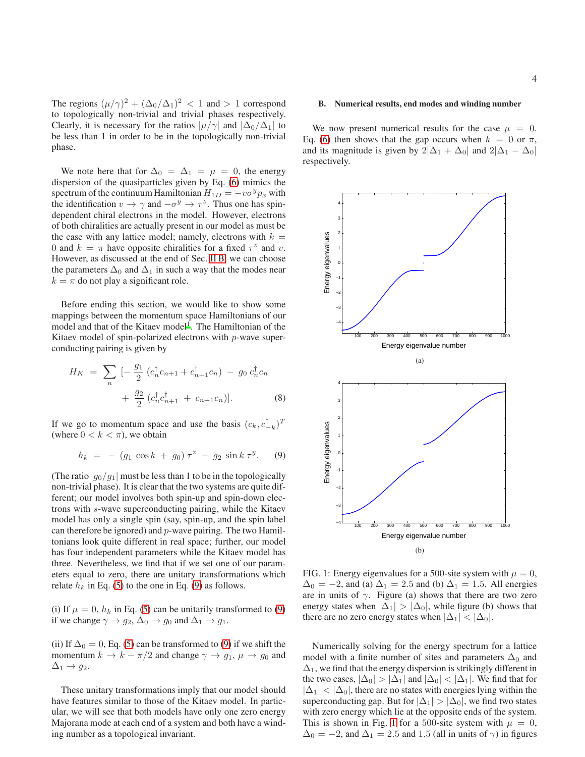The regions $(\mu/\gamma)^2 + (\Delta_0/\Delta_1)^2 < 1$ and $> 1$ correspond to topologically non-trivial and trivial phases respectively. Clearly, it is necessary for the ratios $|\mu/\gamma|$ and $|\Delta_0/\Delta_1|$ to be less than 1 in order to be in the topologically non-trivial phase.

We note here that for $\Delta_0 = \Delta_1 = \mu = 0$, the energy dispersion of the quasiparticles given by Eq. (6) mimics the spectrum of the continuum Hamiltonian $H_{1D} = -v\sigma^y p_x$ with the identification $v \to \gamma$ and $-\sigma^y \to \tau^z$. Thus one has spin-dependent chiral electrons in the model. However, electrons of both chiralities are actually present in our model as must be the case with any lattice model; namely, electrons with $k = 0$ and $k = \pi$ have opposite chiralities for a fixed $\tau^z$ and $v$. However, as discussed at the end of Sec. II B, we can choose the parameters $\Delta_0$ and $\Delta_1$ in such a way that the modes near $k = \pi$ do not play a significant role.

Before ending this section, we would like to show some mappings between the momentum space Hamiltonians of our model and that of the Kitaev model[1]. The Hamiltonian of the Kitaev model of spin-polarized electrons with $p$-wave superconducting pairing is given by

$$
\begin{aligned}
H_K \ = \ \sum_n \ [- \ \frac{g_1}{2} \ (c_n^\dagger c_{n+1} + c_{n+1}^\dagger c_n) \ - \ g_0 \ c_n^\dagger c_n \\
+ \ \frac{g_2}{2} \ (c_n^\dagger c_{n+1}^\dagger \ + \ c_{n+1} c_n)]. \qquad (8)
\end{aligned}
$$

If we go to momentum space and use the basis $(c_k, c_{-k}^\dagger)^T$ (where $0 < k < \pi$), we obtain

$$
h_k \ = \ - \ (g_1 \ \cos k \ + \ g_0) \ \tau^z \ - \ g_2 \ \sin k \ \tau^y. \qquad (9)
$$

(The ratio $|g_0/g_1|$ must be less than 1 to be in the topologically non-trivial phase). It is clear that the two systems are quite different; our model involves both spin-up and spin-down electrons with $s$-wave superconducting pairing, while the Kitaev model has only a single spin (say, spin-up, and the spin label can therefore be ignored) and $p$-wave pairing. The two Hamiltonians look quite different in real space; further, our model has four independent parameters while the Kitaev model has three. Nevertheless, we find that if we set one of our parameters equal to zero, there are unitary transformations which relate $h_k$ in Eq. (5) to the one in Eq. (9) as follows.

(i) If $\mu = 0$, $h_k$ in Eq. (5) can be unitarily transformed to (9) if we change $\gamma \to g_2$, $\Delta_0 \to g_0$ and $\Delta_1 \to g_1$.

(ii) If $\Delta_0 = 0$, Eq. (5) can be transformed to (9) if we shift the momentum $k \to k - \pi/2$ and change $\gamma \to g_1$, $\mu \to g_0$ and $\Delta_1 \to g_2$.

These unitary transformations imply that our model should have features similar to those of the Kitaev model. In particular, we will see that both models have only one zero energy Majorana mode at each end of a system and both have a winding number as a topological invariant.

### B. Numerical results, end modes and winding number

We now present numerical results for the case $\mu = 0$. Eq. (6) then shows that the gap occurs when $k = 0$ or $\pi$, and its magnitude is given by $2|\Delta_1 + \Delta_0|$ and $2|\Delta_1 - \Delta_0|$ respectively.

FIG. 1: Energy eigenvalues for a 500-site system with $\mu = 0$, $\Delta_0 = -2$, and (a) $\Delta_1 = 2.5$ and (b) $\Delta_1 = 1.5$. All energies are in units of $\gamma$. Figure (a) shows that there are two zero energy states when $|\Delta_1| > |\Delta_0|$, while figure (b) shows that there are no zero energy states when $|\Delta_1| < |\Delta_0|$.

Numerically solving for the energy spectrum for a lattice model with a finite number of sites and parameters $\Delta_0$ and $\Delta_1$, we find that the energy dispersion is strikingly different in the two cases, $|\Delta_0| > |\Delta_1|$ and $|\Delta_0| < |\Delta_1|$. We find that for $|\Delta_1| < |\Delta_0|$, there are no states with energies lying within the superconducting gap. But for $|\Delta_1| > |\Delta_0|$, we find two states with zero energy which lie at the opposite ends of the system. This is shown in Fig. 1 for a 500-site system with $\mu = 0$, $\Delta_0 = -2$, and $\Delta_1 = 2.5$ and 1.5 (all in units of $\gamma$) in figures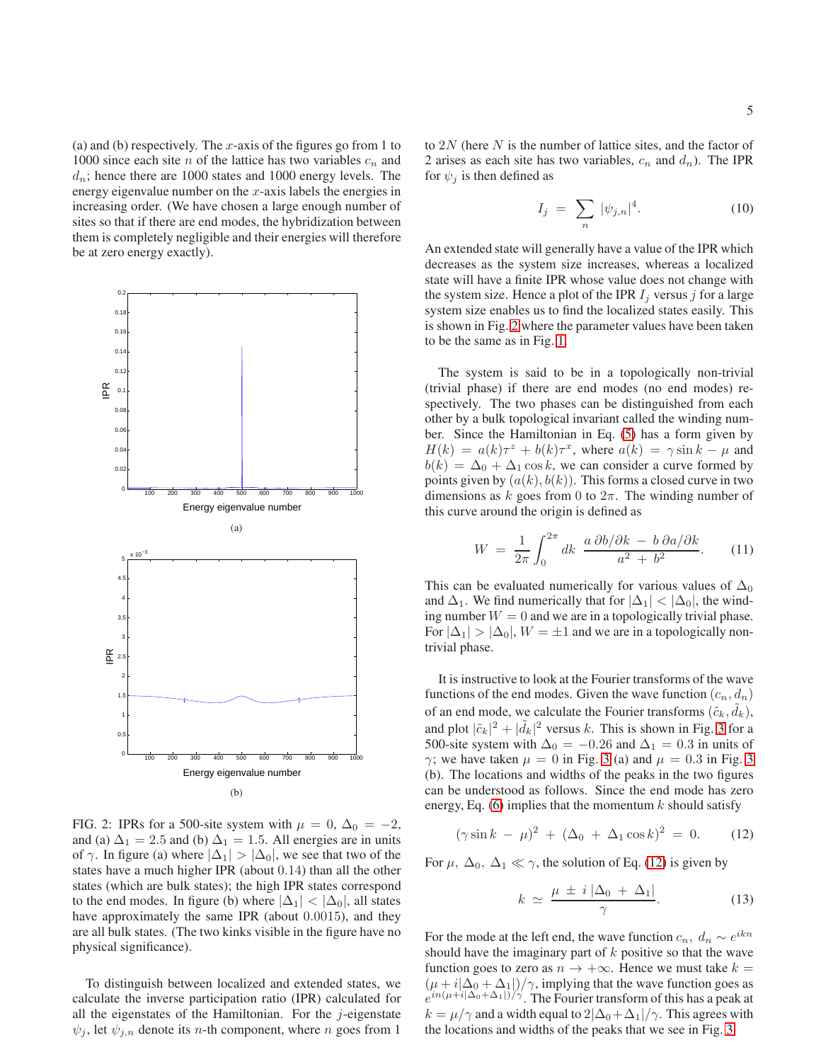(a) and (b) respectively. The $x$-axis of the figures go from 1 to 1000 since each site $n$ of the lattice has two variables $c_n$ and $d_n$; hence there are 1000 states and 1000 energy levels. The energy eigenvalue number on the $x$-axis labels the energies in increasing order. (We have chosen a large enough number of sites so that if there are end modes, the hybridization between them is completely negligible and their energies will therefore be at zero energy exactly).

FIG. 2: IPRs for a 500-site system with $\mu = 0$, $\Delta_0 = -2$, and (a) $\Delta_1 = 2.5$ and (b) $\Delta_1 = 1.5$. All energies are in units of $\gamma$. In figure (a) where $|\Delta_1| > |\Delta_0|$, we see that two of the states have a much higher IPR (about 0.14) than all the other states (which are bulk states); the high IPR states correspond to the end modes. In figure (b) where $|\Delta_1| < |\Delta_0|$, all states have approximately the same IPR (about 0.0015), and they are all bulk states. (The two kinks visible in the figure have no physical significance).

To distinguish between localized and extended states, we calculate the inverse participation ratio (IPR) calculated for all the eigenstates of the Hamiltonian. For the $j$-eigenstate $\psi_j$, let $\psi_{j,n}$ denote its $n$-th component, where $n$ goes from 1 to $2N$ (here $N$ is the number of lattice sites, and the factor of 2 arises as each site has two variables, $c_n$ and $d_n$). The IPR for $\psi_j$ is then defined as

$$I_j \;=\; \sum_n |\psi_{j,n}|^4. \tag{10}$$

An extended state will generally have a value of the IPR which decreases as the system size increases, whereas a localized state will have a finite IPR whose value does not change with the system size. Hence a plot of the IPR $I_j$ versus $j$ for a large system size enables us to find the localized states easily. This is shown in Fig. 2 where the parameter values have been taken to be the same as in Fig. 1.

The system is said to be in a topologically non-trivial (trivial phase) if there are end modes (no end modes) respectively. The two phases can be distinguished from each other by a bulk topological invariant called the winding number. Since the Hamiltonian in Eq. (5) has a form given by $H(k) = a(k)\tau^z + b(k)\tau^x$, where $a(k) = \gamma \sin k - \mu$ and $b(k) = \Delta_0 + \Delta_1 \cos k$, we can consider a curve formed by points given by $(a(k), b(k))$. This forms a closed curve in two dimensions as $k$ goes from 0 to $2\pi$. The winding number of this curve around the origin is defined as

$$W \;=\; \frac{1}{2\pi} \int_0^{2\pi} dk \;\frac{a\,\partial b/\partial k \;-\; b\,\partial a/\partial k}{a^2 \;+\; b^2}. \tag{11}$$

This can be evaluated numerically for various values of $\Delta_0$ and $\Delta_1$. We find numerically that for $|\Delta_1| < |\Delta_0|$, the winding number $W = 0$ and we are in a topologically trivial phase. For $|\Delta_1| > |\Delta_0|$, $W = \pm 1$ and we are in a topologically non-trivial phase.

It is instructive to look at the Fourier transforms of the wave functions of the end modes. Given the wave function $(c_n, d_n)$ of an end mode, we calculate the Fourier transforms $(\tilde{c}_k, \tilde{d}_k)$, and plot $|\tilde{c}_k|^2 + |\tilde{d}_k|^2$ versus $k$. This is shown in Fig. 3 for a 500-site system with $\Delta_0 = -0.26$ and $\Delta_1 = 0.3$ in units of $\gamma$; we have taken $\mu = 0$ in Fig. 3 (a) and $\mu = 0.3$ in Fig. 3 (b). The locations and widths of the peaks in the two figures can be understood as follows. Since the end mode has zero energy, Eq. (6) implies that the momentum $k$ should satisfy

$$(\gamma \sin k \;-\; \mu)^2 \;+\; (\Delta_0 \;+\; \Delta_1 \cos k)^2 \;=\; 0. \tag{12}$$

For $\mu,\ \Delta_0,\ \Delta_1 \ll \gamma$, the solution of Eq. (12) is given by

$$k \;\simeq\; \frac{\mu \;\pm\; i\,|\Delta_0 \;+\; \Delta_1|}{\gamma}. \tag{13}$$

For the mode at the left end, the wave function $c_n,\ d_n \sim e^{ikn}$ should have the imaginary part of $k$ positive so that the wave function goes to zero as $n \to +\infty$. Hence we must take $k = (\mu + i|\Delta_0 + \Delta_1|)/\gamma$, implying that the wave function goes as $e^{in(\mu+i|\Delta_0+\Delta_1|)/\gamma}$. The Fourier transform of this has a peak at $k = \mu/\gamma$ and a width equal to $2|\Delta_0 + \Delta_1|/\gamma$. This agrees with the locations and widths of the peaks that we see in Fig. 3.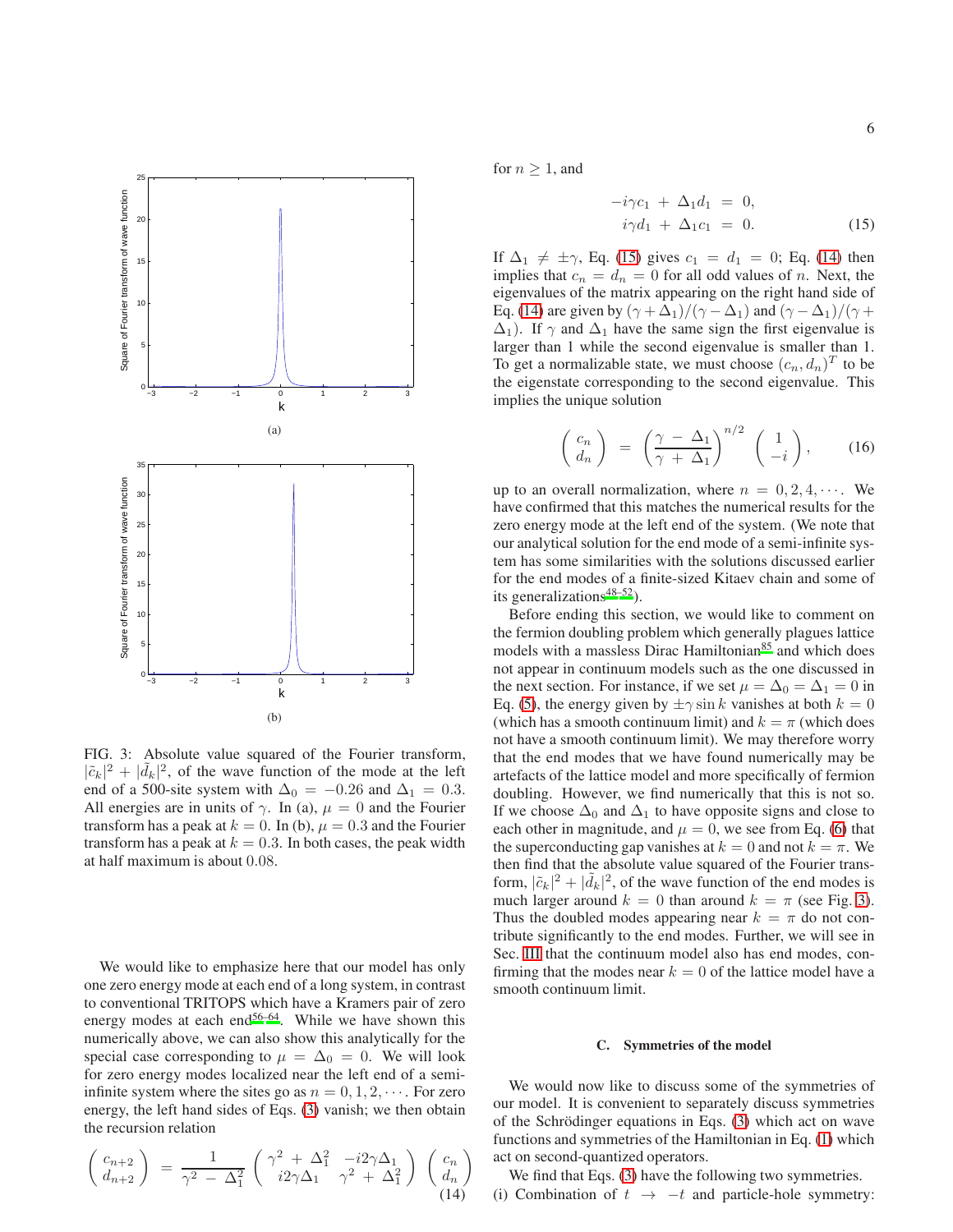FIG. 3: Absolute value squared of the Fourier transform, $|\tilde{c}_k|^2 + |\tilde{d}_k|^2$, of the wave function of the mode at the left end of a 500-site system with $\Delta_0 = -0.26$ and $\Delta_1 = 0.3$. All energies are in units of $\gamma$. In (a), $\mu = 0$ and the Fourier transform has a peak at $k = 0$. In (b), $\mu = 0.3$ and the Fourier transform has a peak at $k = 0.3$. In both cases, the peak width at half maximum is about 0.08.

We would like to emphasize here that our model has only one zero energy mode at each end of a long system, in contrast to conventional TRITOPS which have a Kramers pair of zero energy modes at each end[56–64]. While we have shown this numerically above, we can also show this analytically for the special case corresponding to $\mu = \Delta_0 = 0$. We will look for zero energy modes localized near the left end of a semi-infinite system where the sites go as $n = 0, 1, 2, \cdots$. For zero energy, the left hand sides of Eqs. (3) vanish; we then obtain the recursion relation

$$\begin{pmatrix} c_{n+2} \\ d_{n+2} \end{pmatrix} = \frac{1}{\gamma^2 - \Delta_1^2} \begin{pmatrix} \gamma^2 + \Delta_1^2 & -i2\gamma\Delta_1 \\ i2\gamma\Delta_1 & \gamma^2 + \Delta_1^2 \end{pmatrix} \begin{pmatrix} c_n \\ d_n \end{pmatrix} \tag{14}$$

for $n \geq 1$, and

$$\begin{aligned} -i\gamma c_1 + \Delta_1 d_1 &= 0, \\ i\gamma d_1 + \Delta_1 c_1 &= 0. \end{aligned} \tag{15}$$

If $\Delta_1 \neq \pm\gamma$, Eq. (15) gives $c_1 = d_1 = 0$; Eq. (14) then implies that $c_n = d_n = 0$ for all odd values of $n$. Next, the eigenvalues of the matrix appearing on the right hand side of Eq. (14) are given by $(\gamma + \Delta_1)/(\gamma - \Delta_1)$ and $(\gamma - \Delta_1)/(\gamma + \Delta_1)$. If $\gamma$ and $\Delta_1$ have the same sign the first eigenvalue is larger than 1 while the second eigenvalue is smaller than 1. To get a normalizable state, we must choose $(c_n, d_n)^T$ to be the eigenstate corresponding to the second eigenvalue. This implies the unique solution

$$\begin{pmatrix} c_n \\ d_n \end{pmatrix} = \left( \frac{\gamma - \Delta_1}{\gamma + \Delta_1} \right)^{n/2} \begin{pmatrix} 1 \\ -i \end{pmatrix}, \tag{16}$$

up to an overall normalization, where $n = 0, 2, 4, \cdots$. We have confirmed that this matches the numerical results for the zero energy mode at the left end of the system. (We note that our analytical solution for the end mode of a semi-infinite system has some similarities with the solutions discussed earlier for the end modes of a finite-sized Kitaev chain and some of its generalizations[48–52].)

Before ending this section, we would like to comment on the fermion doubling problem which generally plagues lattice models with a massless Dirac Hamiltonian[85] and which does not appear in continuum models such as the one discussed in the next section. For instance, if we set $\mu = \Delta_0 = \Delta_1 = 0$ in Eq. (5), the energy given by $\pm\gamma \sin k$ vanishes at both $k = 0$ (which has a smooth continuum limit) and $k = \pi$ (which does not have a smooth continuum limit). We may therefore worry that the end modes that we have found numerically may be artefacts of the lattice model and more specifically of fermion doubling. However, we find numerically that this is not so. If we choose $\Delta_0$ and $\Delta_1$ to have opposite signs and close to each other in magnitude, and $\mu = 0$, we see from Eq. (6) that the superconducting gap vanishes at $k = 0$ and not $k = \pi$. We then find that the absolute value squared of the Fourier transform, $|\tilde{c}_k|^2 + |\tilde{d}_k|^2$, of the wave function of the end modes is much larger around $k = 0$ than around $k = \pi$ (see Fig. 3). Thus the doubled modes appearing near $k = \pi$ do not contribute significantly to the end modes. Further, we will see in Sec. III that the continuum model also has end modes, confirming that the modes near $k = 0$ of the lattice model have a smooth continuum limit.

### C. Symmetries of the model

We would now like to discuss some of the symmetries of our model. It is convenient to separately discuss symmetries of the Schrödinger equations in Eqs. (3) which act on wave functions and symmetries of the Hamiltonian in Eq. (1) which act on second-quantized operators.

We find that Eqs. (3) have the following two symmetries.

(i) Combination of $t \to -t$ and particle-hole symmetry: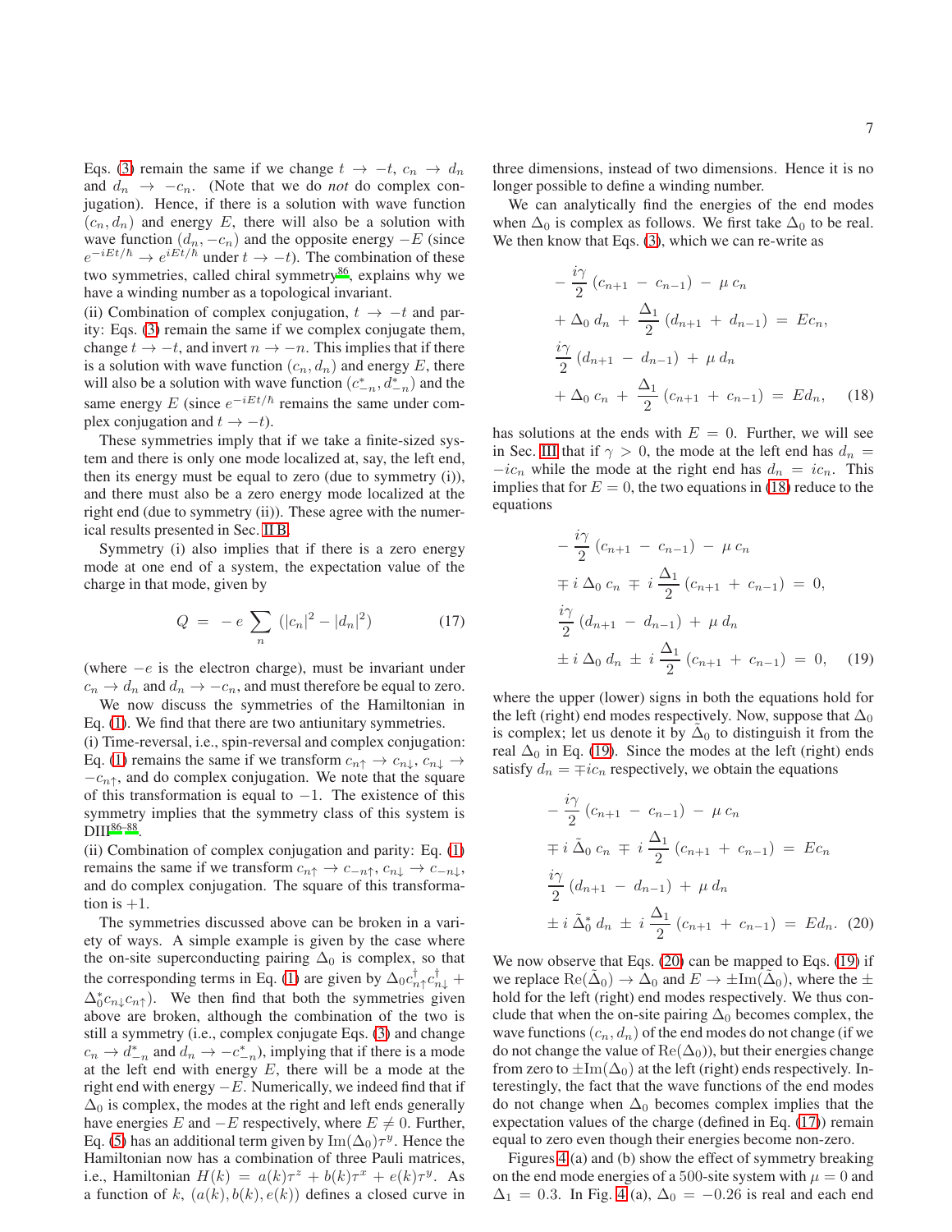Eqs. (3) remain the same if we change $t \to -t$, $c_n \to d_n$ and $d_n \to -c_n$. (Note that we do *not* do complex conjugation). Hence, if there is a solution with wave function $(c_n, d_n)$ and energy $E$, there will also be a solution with wave function $(d_n, -c_n)$ and the opposite energy $-E$ (since $e^{-iEt/\hbar} \to e^{iEt/\hbar}$ under $t \to -t$). The combination of these two symmetries, called chiral symmetry[86], explains why we have a winding number as a topological invariant.

(ii) Combination of complex conjugation, $t \to -t$ and parity: Eqs. (3) remain the same if we complex conjugate them, change $t \to -t$, and invert $n \to -n$. This implies that if there is a solution with wave function $(c_n, d_n)$ and energy $E$, there will also be a solution with wave function $(c^*_{-n}, d^*_{-n})$ and the same energy $E$ (since $e^{-iEt/\hbar}$ remains the same under complex conjugation and $t \to -t$).

These symmetries imply that if we take a finite-sized system and there is only one mode localized at, say, the left end, then its energy must be equal to zero (due to symmetry (i)), and there must also be a zero energy mode localized at the right end (due to symmetry (ii)). These agree with the numerical results presented in Sec. II B.

Symmetry (i) also implies that if there is a zero energy mode at one end of a system, the expectation value of the charge in that mode, given by

$$Q \;=\; -\,e\,\sum_n\,\left(|c_n|^2 - |d_n|^2\right) \tag{17}$$

(where $-e$ is the electron charge), must be invariant under $c_n \to d_n$ and $d_n \to -c_n$, and must therefore be equal to zero.

We now discuss the symmetries of the Hamiltonian in Eq. (1). We find that there are two antiunitary symmetries.

(i) Time-reversal, i.e., spin-reversal and complex conjugation: Eq. (1) remains the same if we transform $c_{n\uparrow} \to c_{n\downarrow}$, $c_{n\downarrow} \to -c_{n\uparrow}$, and do complex conjugation. We note that the square of this transformation is equal to $-1$. The existence of this symmetry implies that the symmetry class of this system is DIII[86–88].

(ii) Combination of complex conjugation and parity: Eq. (1) remains the same if we transform $c_{n\uparrow} \to c_{-n\uparrow}$, $c_{n\downarrow} \to c_{-n\downarrow}$, and do complex conjugation. The square of this transformation is $+1$.

The symmetries discussed above can be broken in a variety of ways. A simple example is given by the case where the on-site superconducting pairing $\Delta_0$ is complex, so that the corresponding terms in Eq. (1) are given by $\Delta_0 c^\dagger_{n\uparrow} c^\dagger_{n\downarrow} + \Delta^*_0 c_{n\downarrow} c_{n\uparrow}$). We then find that both the symmetries given above are broken, although the combination of the two is still a symmetry (i.e., complex conjugate Eqs. (3) and change $c_n \to d^*_{-n}$ and $d_n \to -c^*_{-n}$), implying that if there is a mode at the left end with energy $E$, there will be a mode at the right end with energy $-E$. Numerically, we indeed find that if $\Delta_0$ is complex, the modes at the right and left ends generally have energies $E$ and $-E$ respectively, where $E \neq 0$. Further, Eq. (5) has an additional term given by $\mathrm{Im}(\Delta_0)\tau^y$. Hence the Hamiltonian now has a combination of three Pauli matrices, i.e., Hamiltonian $H(k) = a(k)\tau^z + b(k)\tau^x + e(k)\tau^y$. As a function of $k$, $(a(k), b(k), e(k))$ defines a closed curve in three dimensions, instead of two dimensions. Hence it is no longer possible to define a winding number.

We can analytically find the energies of the end modes when $\Delta_0$ is complex as follows. We first take $\Delta_0$ to be real. We then know that Eqs. (3), which we can re-write as

$$\begin{aligned}
&-\,\frac{i\gamma}{2}\,(c_{n+1}\,-\,c_{n-1})\,-\,\mu\,c_n \\
&+\,\Delta_0\,d_n\,+\,\frac{\Delta_1}{2}\,(d_{n+1}\,+\,d_{n-1})\,=\,Ec_n, \\
&\frac{i\gamma}{2}\,(d_{n+1}\,-\,d_{n-1})\,+\,\mu\,d_n \\
&+\,\Delta_0\,c_n\,+\,\frac{\Delta_1}{2}\,(c_{n+1}\,+\,c_{n-1})\,=\,Ed_n,
\end{aligned} \tag{18}$$

has solutions at the ends with $E = 0$. Further, we will see in Sec. III that if $\gamma > 0$, the mode at the left end has $d_n = -ic_n$ while the mode at the right end has $d_n = ic_n$. This implies that for $E = 0$, the two equations in (18) reduce to the equations

$$\begin{aligned}
&-\,\frac{i\gamma}{2}\,(c_{n+1}\,-\,c_{n-1})\,-\,\mu\,c_n \\
&\mp\,i\,\Delta_0\,c_n\,\mp\,i\,\frac{\Delta_1}{2}\,(c_{n+1}\,+\,c_{n-1})\,=\,0, \\
&\frac{i\gamma}{2}\,(d_{n+1}\,-\,d_{n-1})\,+\,\mu\,d_n \\
&\pm\,i\,\Delta_0\,d_n\,\pm\,i\,\frac{\Delta_1}{2}\,(c_{n+1}\,+\,c_{n-1})\,=\,0,
\end{aligned} \tag{19}$$

where the upper (lower) signs in both the equations hold for the left (right) end modes respectively. Now, suppose that $\Delta_0$ is complex; let us denote it by $\tilde{\Delta}_0$ to distinguish it from the real $\Delta_0$ in Eq. (19). Since the modes at the left (right) ends satisfy $d_n = \mp ic_n$ respectively, we obtain the equations

$$\begin{aligned}
&-\,\frac{i\gamma}{2}\,(c_{n+1}\,-\,c_{n-1})\,-\,\mu\,c_n \\
&\mp\,i\,\tilde{\Delta}_0\,c_n\,\mp\,i\,\frac{\Delta_1}{2}\,(c_{n+1}\,+\,c_{n-1})\,=\,Ec_n \\
&\frac{i\gamma}{2}\,(d_{n+1}\,-\,d_{n-1})\,+\,\mu\,d_n \\
&\pm\,i\,\tilde{\Delta}^*_0\,d_n\,\pm\,i\,\frac{\Delta_1}{2}\,(c_{n+1}\,+\,c_{n-1})\,=\,Ed_n.
\end{aligned} \tag{20}$$

We now observe that Eqs. (20) can be mapped to Eqs. (19) if we replace $\mathrm{Re}(\tilde{\Delta}_0) \to \Delta_0$ and $E \to \pm\mathrm{Im}(\tilde{\Delta}_0)$, where the $\pm$ hold for the left (right) end modes respectively. We thus conclude that when the on-site pairing $\Delta_0$ becomes complex, the wave functions $(c_n, d_n)$ of the end modes do not change (if we do not change the value of $\mathrm{Re}(\Delta_0)$), but their energies change from zero to $\pm\mathrm{Im}(\Delta_0)$ at the left (right) ends respectively. Interestingly, the fact that the wave functions of the end modes do not change when $\Delta_0$ becomes complex implies that the expectation values of the charge (defined in Eq. (17)) remain equal to zero even though their energies become non-zero.

Figures 4 (a) and (b) show the effect of symmetry breaking on the end mode energies of a 500-site system with $\mu = 0$ and $\Delta_1 = 0.3$. In Fig. 4 (a), $\Delta_0 = -0.26$ is real and each end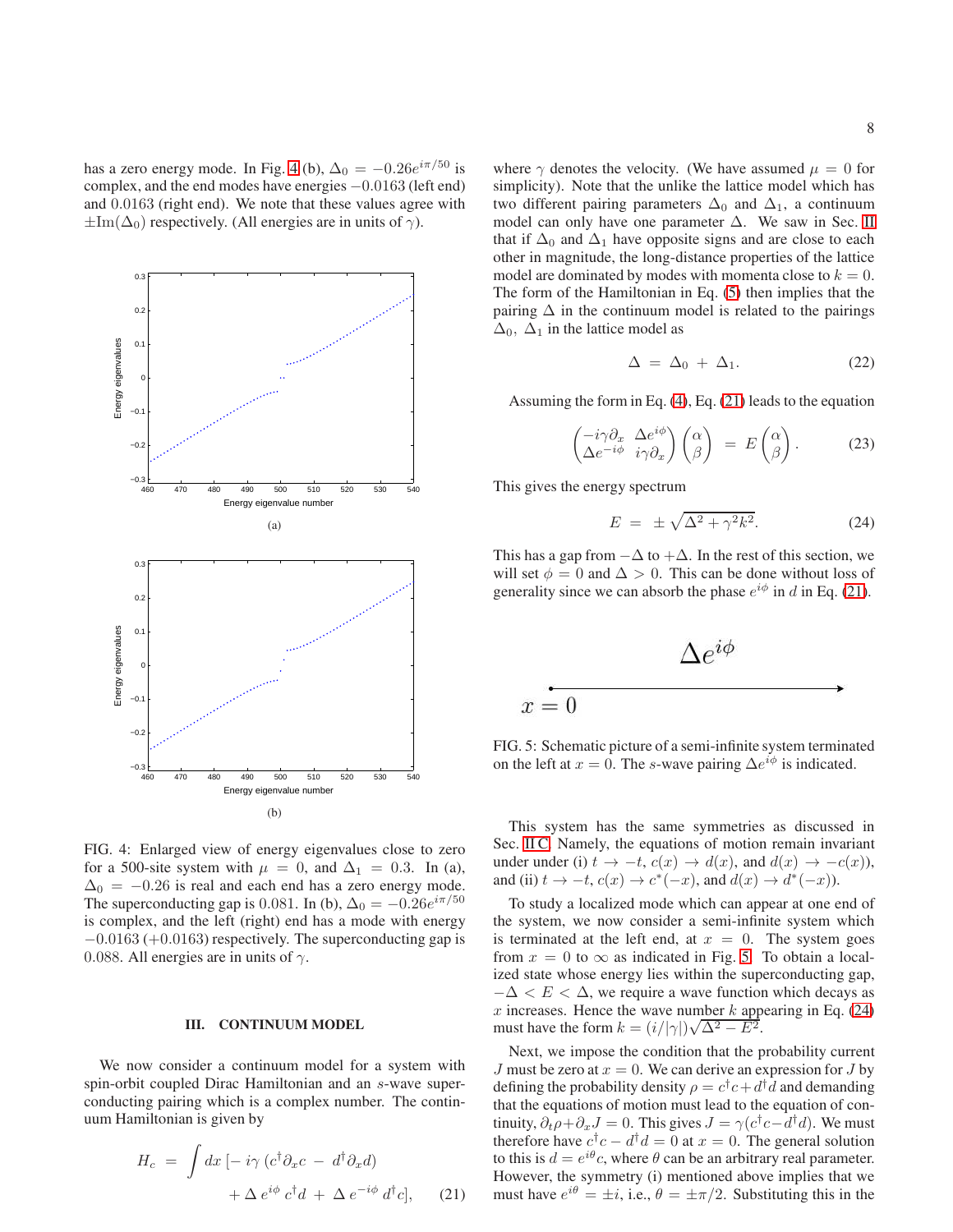has a zero energy mode. In Fig. 4 (b), $\Delta_0 = -0.26 e^{i\pi/50}$ is complex, and the end modes have energies $-0.0163$ (left end) and $0.0163$ (right end). We note that these values agree with $\pm \text{Im}(\Delta_0)$ respectively. (All energies are in units of $\gamma$).

FIG. 4: Enlarged view of energy eigenvalues close to zero for a 500-site system with $\mu = 0$, and $\Delta_1 = 0.3$. In (a), $\Delta_0 = -0.26$ is real and each end has a zero energy mode. The superconducting gap is $0.081$. In (b), $\Delta_0 = -0.26 e^{i\pi/50}$ is complex, and the left (right) end has a mode with energy $-0.0163$ ($+0.0163$) respectively. The superconducting gap is $0.088$. All energies are in units of $\gamma$.

## III. CONTINUUM MODEL

We now consider a continuum model for a system with spin-orbit coupled Dirac Hamiltonian and an $s$-wave superconducting pairing which is a complex number. The continuum Hamiltonian is given by

$$H_c = \int dx \, [- i\gamma \, (c^\dagger \partial_x c \; - \; d^\dagger \partial_x d) + \Delta \, e^{i\phi} \, c^\dagger d \; + \; \Delta \, e^{-i\phi} \, d^\dagger c], \qquad (21)$$

where $\gamma$ denotes the velocity. (We have assumed $\mu = 0$ for simplicity). Note that the unlike the lattice model which has two different pairing parameters $\Delta_0$ and $\Delta_1$, a continuum model can only have one parameter $\Delta$. We saw in Sec. II that if $\Delta_0$ and $\Delta_1$ have opposite signs and are close to each other in magnitude, the long-distance properties of the lattice model are dominated by modes with momenta close to $k = 0$. The form of the Hamiltonian in Eq. (5) then implies that the pairing $\Delta$ in the continuum model is related to the pairings $\Delta_0$, $\Delta_1$ in the lattice model as

$$\Delta \; = \; \Delta_0 \; + \; \Delta_1. \qquad (22)$$

Assuming the form in Eq. (4), Eq. (21) leads to the equation

$$\begin{pmatrix} -i\gamma\partial_x & \Delta e^{i\phi} \\ \Delta e^{-i\phi} & i\gamma\partial_x \end{pmatrix} \begin{pmatrix} \alpha \\ \beta \end{pmatrix} \; = \; E \begin{pmatrix} \alpha \\ \beta \end{pmatrix}. \qquad (23)$$

This gives the energy spectrum

$$E \; = \; \pm \sqrt{\Delta^2 + \gamma^2 k^2}. \qquad (24)$$

This has a gap from $-\Delta$ to $+\Delta$. In the rest of this section, we will set $\phi = 0$ and $\Delta > 0$. This can be done without loss of generality since we can absorb the phase $e^{i\phi}$ in $d$ in Eq. (21).

FIG. 5: Schematic picture of a semi-infinite system terminated on the left at $x = 0$. The $s$-wave pairing $\Delta e^{i\phi}$ is indicated.

This system has the same symmetries as discussed in Sec. II C. Namely, the equations of motion remain invariant under under (i) $t \to -t$, $c(x) \to d(x)$, and $d(x) \to -c(x)$), and (ii) $t \to -t$, $c(x) \to c^*(-x)$, and $d(x) \to d^*(-x)$).

To study a localized mode which can appear at one end of the system, we now consider a semi-infinite system which is terminated at the left end, at $x = 0$. The system goes from $x = 0$ to $\infty$ as indicated in Fig. 5. To obtain a localized state whose energy lies within the superconducting gap, $-\Delta < E < \Delta$, we require a wave function which decays as $x$ increases. Hence the wave number $k$ appearing in Eq. (24) must have the form $k = (i/|\gamma|)\sqrt{\Delta^2 - E^2}$.

Next, we impose the condition that the probability current $J$ must be zero at $x = 0$. We can derive an expression for $J$ by defining the probability density $\rho = c^\dagger c + d^\dagger d$ and demanding that the equations of motion must lead to the equation of continuity, $\partial_t \rho + \partial_x J = 0$. This gives $J = \gamma(c^\dagger c - d^\dagger d)$. We must therefore have $c^\dagger c - d^\dagger d = 0$ at $x = 0$. The general solution to this is $d = e^{i\theta} c$, where $\theta$ can be an arbitrary real parameter. However, the symmetry (i) mentioned above implies that we must have $e^{i\theta} = \pm i$, i.e., $\theta = \pm \pi/2$. Substituting this in the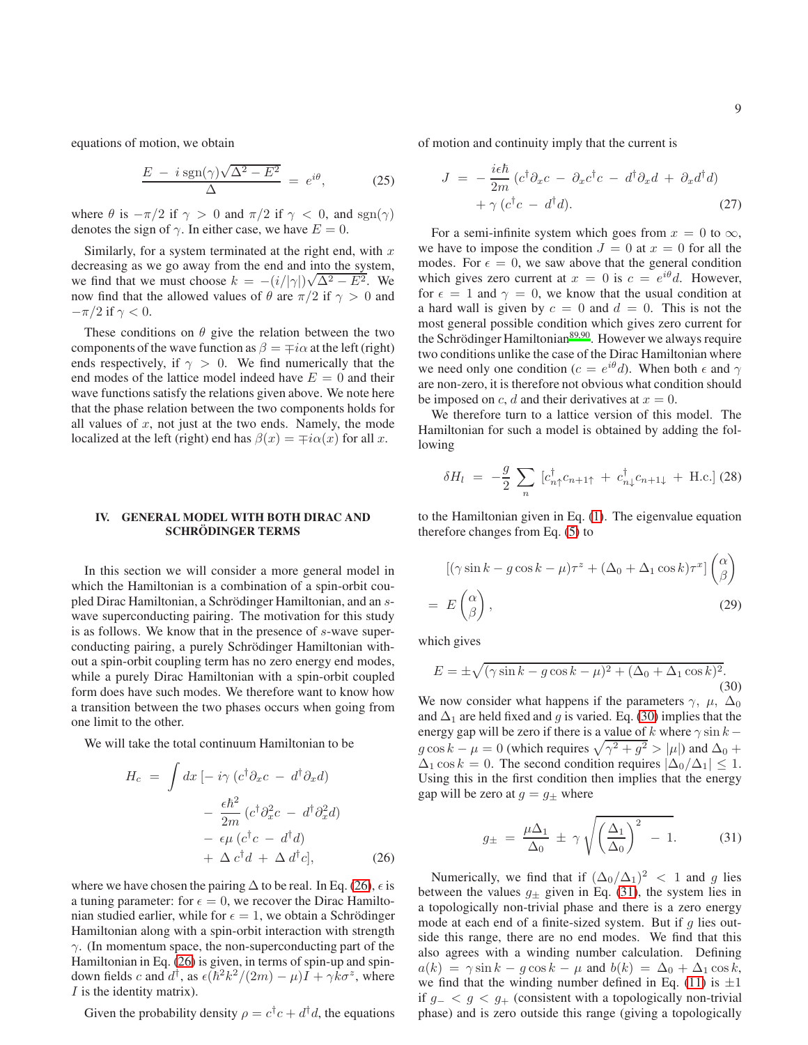equations of motion, we obtain

$$\frac{E \,-\, i\,\mathrm{sgn}(\gamma)\sqrt{\Delta^2 - E^2}}{\Delta} \;=\; e^{i\theta}, \tag{25}$$

where $\theta$ is $-\pi/2$ if $\gamma > 0$ and $\pi/2$ if $\gamma < 0$, and $\mathrm{sgn}(\gamma)$ denotes the sign of $\gamma$. In either case, we have $E = 0$.

Similarly, for a system terminated at the right end, with $x$ decreasing as we go away from the end and into the system, we find that we must choose $k = -(i/|\gamma|)\sqrt{\Delta^2 - E^2}$. We now find that the allowed values of $\theta$ are $\pi/2$ if $\gamma > 0$ and $-\pi/2$ if $\gamma < 0$.

These conditions on $\theta$ give the relation between the two components of the wave function as $\beta = \mp i\alpha$ at the left (right) ends respectively, if $\gamma > 0$. We find numerically that the end modes of the lattice model indeed have $E = 0$ and their wave functions satisfy the relations given above. We note here that the phase relation between the two components holds for all values of $x$, not just at the two ends. Namely, the mode localized at the left (right) end has $\beta(x) = \mp i\alpha(x)$ for all $x$.

## IV. GENERAL MODEL WITH BOTH DIRAC AND SCHRÖDINGER TERMS

In this section we will consider a more general model in which the Hamiltonian is a combination of a spin-orbit coupled Dirac Hamiltonian, a Schrödinger Hamiltonian, and an $s$-wave superconducting pairing. The motivation for this study is as follows. We know that in the presence of $s$-wave superconducting pairing, a purely Schrödinger Hamiltonian without a spin-orbit coupling term has no zero energy end modes, while a purely Dirac Hamiltonian with a spin-orbit coupled form does have such modes. We therefore want to know how a transition between the two phases occurs when going from one limit to the other.

We will take the total continuum Hamiltonian to be

$$\begin{aligned} H_c \;=\; \int dx\, [&- i\gamma\, (c^\dagger \partial_x c \,-\, d^\dagger \partial_x d) \\ &-\, \frac{\epsilon\hbar^2}{2m}\, (c^\dagger \partial_x^2 c \,-\, d^\dagger \partial_x^2 d) \\ &-\, \epsilon\mu\, (c^\dagger c \,-\, d^\dagger d) \\ &+\, \Delta\, c^\dagger d \,+\, \Delta\, d^\dagger c], \end{aligned} \tag{26}$$

where we have chosen the pairing $\Delta$ to be real. In Eq. (26), $\epsilon$ is a tuning parameter: for $\epsilon = 0$, we recover the Dirac Hamiltonian studied earlier, while for $\epsilon = 1$, we obtain a Schrödinger Hamiltonian along with a spin-orbit interaction with strength $\gamma$. (In momentum space, the non-superconducting part of the Hamiltonian in Eq. (26) is given, in terms of spin-up and spin-down fields $c$ and $d^\dagger$, as $\epsilon(\hbar^2 k^2/(2m) - \mu)I + \gamma k \sigma^z$, where $I$ is the identity matrix).

Given the probability density $\rho = c^\dagger c + d^\dagger d$, the equations of motion and continuity imply that the current is

$$\begin{aligned} J \;=\; &-\, \frac{i\epsilon\hbar}{2m}\, (c^\dagger \partial_x c \,-\, \partial_x c^\dagger c \,-\, d^\dagger \partial_x d \,+\, \partial_x d^\dagger d) \\ &+\gamma\, (c^\dagger c \,-\, d^\dagger d). \end{aligned} \tag{27}$$

For a semi-infinite system which goes from $x = 0$ to $\infty$, we have to impose the condition $J = 0$ at $x = 0$ for all the modes. For $\epsilon = 0$, we saw above that the general condition which gives zero current at $x = 0$ is $c = e^{i\theta} d$. However, for $\epsilon = 1$ and $\gamma = 0$, we know that the usual condition at a hard wall is given by $c = 0$ and $d = 0$. This is not the most general possible condition which gives zero current for the Schrödinger Hamiltonian[89,90]. However we always require two conditions unlike the case of the Dirac Hamiltonian where we need only one condition ($c = e^{i\theta} d$). When both $\epsilon$ and $\gamma$ are non-zero, it is therefore not obvious what condition should be imposed on $c$, $d$ and their derivatives at $x = 0$.

We therefore turn to a lattice version of this model. The Hamiltonian for such a model is obtained by adding the following

$$\delta H_l \;=\; -\frac{g}{2} \sum_n \; [c_{n\uparrow}^\dagger c_{n+1\uparrow} \,+\, c_{n\downarrow}^\dagger c_{n+1\downarrow} \,+\, \mathrm{H.c.}] \tag{28}$$

to the Hamiltonian given in Eq. (1). The eigenvalue equation therefore changes from Eq. (5) to

$$\begin{aligned} &[(\gamma \sin k - g\cos k - \mu)\tau^z + (\Delta_0 + \Delta_1 \cos k)\tau^x] \begin{pmatrix} \alpha \\ \beta \end{pmatrix} \\ &=\; E \begin{pmatrix} \alpha \\ \beta \end{pmatrix}, \end{aligned} \tag{29}$$

which gives

$$E = \pm\sqrt{(\gamma \sin k - g\cos k - \mu)^2 + (\Delta_0 + \Delta_1 \cos k)^2}. \tag{30}$$

We now consider what happens if the parameters $\gamma$, $\mu$, $\Delta_0$ and $\Delta_1$ are held fixed and $g$ is varied. Eq. (30) implies that the energy gap will be zero if there is a value of $k$ where $\gamma \sin k - g \cos k - \mu = 0$ (which requires $\sqrt{\gamma^2 + g^2} > |\mu|$) and $\Delta_0 + \Delta_1 \cos k = 0$. The second condition requires $|\Delta_0/\Delta_1| \le 1$. Using this in the first condition then implies that the energy gap will be zero at $g = g_\pm$ where

$$g_\pm \;=\; \frac{\mu\Delta_1}{\Delta_0} \;\pm\; \gamma\,\sqrt{\left(\frac{\Delta_1}{\Delta_0}\right)^2 \;-\; 1}. \tag{31}$$

Numerically, we find that if $(\Delta_0/\Delta_1)^2 < 1$ and $g$ lies between the values $g_\pm$ given in Eq. (31), the system lies in a topologically non-trivial phase and there is a zero energy mode at each end of a finite-sized system. But if $g$ lies outside this range, there are no end modes. We find that this also agrees with a winding number calculation. Defining $a(k) = \gamma \sin k - g\cos k - \mu$ and $b(k) = \Delta_0 + \Delta_1 \cos k$, we find that the winding number defined in Eq. (11) is $\pm 1$ if $g_- < g < g_+$ (consistent with a topologically non-trivial phase) and is zero outside this range (giving a topologically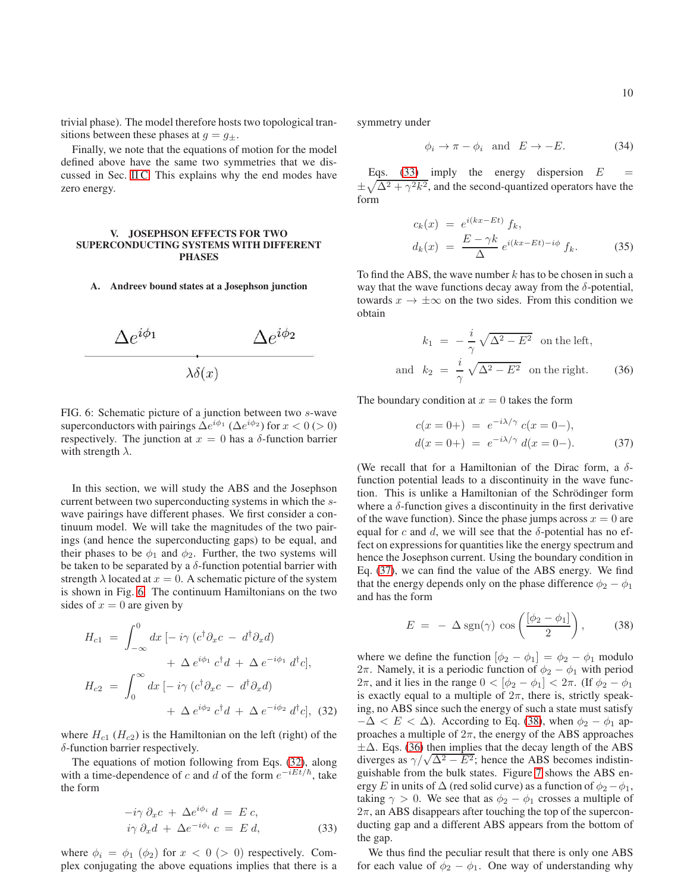trivial phase). The model therefore hosts two topological transitions between these phases at $g = g_\pm$.

Finally, we note that the equations of motion for the model defined above have the same two symmetries that we discussed in Sec. II C. This explains why the end modes have zero energy.

## V. JOSEPHSON EFFECTS FOR TWO SUPERCONDUCTING SYSTEMS WITH DIFFERENT PHASES

### A. Andreev bound states at a Josephson junction

$\Delta e^{i\phi_1}$ $\Delta e^{i\phi_2}$

$\lambda\delta(x)$

FIG. 6: Schematic picture of a junction between two $s$-wave superconductors with pairings $\Delta e^{i\phi_1}$ ($\Delta e^{i\phi_2}$) for $x < 0$ ($> 0$) respectively. The junction at $x = 0$ has a $\delta$-function barrier with strength $\lambda$.

In this section, we will study the ABS and the Josephson current between two superconducting systems in which the $s$-wave pairings have different phases. We first consider a continuum model. We will take the magnitudes of the two pairings (and hence the superconducting gaps) to be equal, and their phases to be $\phi_1$ and $\phi_2$. Further, the two systems will be taken to be separated by a $\delta$-function potential barrier with strength $\lambda$ located at $x = 0$. A schematic picture of the system is shown in Fig. 6. The continuum Hamiltonians on the two sides of $x = 0$ are given by

$$
\begin{aligned}
H_{c1} &= \int_{-\infty}^{0} dx\, [-\, i\gamma\, (c^\dagger \partial_x c \,-\, d^\dagger \partial_x d) \\
&\qquad +\, \Delta\, e^{i\phi_1}\, c^\dagger d \,+\, \Delta\, e^{-i\phi_1}\, d^\dagger c], \\
H_{c2} &= \int_{0}^{\infty} dx\, [-\, i\gamma\, (c^\dagger \partial_x c \,-\, d^\dagger \partial_x d) \\
&\qquad +\, \Delta\, e^{i\phi_2}\, c^\dagger d \,+\, \Delta\, e^{-i\phi_2}\, d^\dagger c], \quad (32)
\end{aligned}
$$

where $H_{c1}$ ($H_{c2}$) is the Hamiltonian on the left (right) of the $\delta$-function barrier respectively.

The equations of motion following from Eqs. (32), along with a time-dependence of $c$ and $d$ of the form $e^{-iEt/\hbar}$, take the form

$$
\begin{aligned}
-i\gamma\, \partial_x c \,+\, \Delta e^{i\phi_i}\, d &= E\, c, \\
i\gamma\, \partial_x d \,+\, \Delta e^{-i\phi_i}\, c &= E\, d, \qquad (33)
\end{aligned}
$$

where $\phi_i = \phi_1$ ($\phi_2$) for $x < 0$ ($> 0$) respectively. Complex conjugating the above equations implies that there is a symmetry under

$$
\phi_i \to \pi - \phi_i \quad \text{and} \quad E \to -E. \qquad (34)
$$

Eqs. (33) imply the energy dispersion $E = \pm\sqrt{\Delta^2 + \gamma^2 k^2}$, and the second-quantized operators have the form

$$
\begin{aligned}
c_k(x) &= e^{i(kx - Et)}\, f_k, \\
d_k(x) &= \frac{E - \gamma k}{\Delta}\, e^{i(kx - Et) - i\phi}\, f_k. \qquad (35)
\end{aligned}
$$

To find the ABS, the wave number $k$ has to be chosen in such a way that the wave functions decay away from the $\delta$-potential, towards $x \to \pm\infty$ on the two sides. From this condition we obtain

$$
\begin{aligned}
k_1 &= -\,\frac{i}{\gamma}\, \sqrt{\Delta^2 - E^2} \quad \text{on the left}, \\
\text{and} \quad k_2 &= \frac{i}{\gamma}\, \sqrt{\Delta^2 - E^2} \quad \text{on the right}. \qquad (36)
\end{aligned}
$$

The boundary condition at $x = 0$ takes the form

$$
\begin{aligned}
c(x = 0+) &= e^{-i\lambda/\gamma}\, c(x = 0-), \\
d(x = 0+) &= e^{-i\lambda/\gamma}\, d(x = 0-). \qquad (37)
\end{aligned}
$$

(We recall that for a Hamiltonian of the Dirac form, a $\delta$-function potential leads to a discontinuity in the wave function. This is unlike a Hamiltonian of the Schrödinger form where a $\delta$-function gives a discontinuity in the first derivative of the wave function). Since the phase jumps across $x = 0$ are equal for $c$ and $d$, we will see that the $\delta$-potential has no effect on expressions for quantities like the energy spectrum and hence the Josephson current. Using the boundary condition in Eq. (37), we can find the value of the ABS energy. We find that the energy depends only on the phase difference $\phi_2 - \phi_1$ and has the form

$$
E \;=\; -\,\Delta\,\mathrm{sgn}(\gamma)\,\cos\left(\frac{[\phi_2 - \phi_1]}{2}\right), \qquad (38)
$$

where we define the function $[\phi_2 - \phi_1] = \phi_2 - \phi_1$ modulo $2\pi$. Namely, it is a periodic function of $\phi_2 - \phi_1$ with period $2\pi$, and it lies in the range $0 < [\phi_2 - \phi_1] < 2\pi$. (If $\phi_2 - \phi_1$ is exactly equal to a multiple of $2\pi$, there is, strictly speaking, no ABS since such the energy of such a state must satisfy $-\Delta < E < \Delta$). According to Eq. (38), when $\phi_2 - \phi_1$ approaches a multiple of $2\pi$, the energy of the ABS approaches $\pm\Delta$. Eqs. (36) then implies that the decay length of the ABS diverges as $\gamma/\sqrt{\Delta^2 - E^2}$; hence the ABS becomes indistinguishable from the bulk states. Figure 7 shows the ABS energy $E$ in units of $\Delta$ (red solid curve) as a function of $\phi_2 - \phi_1$, taking $\gamma > 0$. We see that as $\phi_2 - \phi_1$ crosses a multiple of $2\pi$, an ABS disappears after touching the top of the superconducting gap and a different ABS appears from the bottom of the gap.

We thus find the peculiar result that there is only one ABS for each value of $\phi_2 - \phi_1$. One way of understanding why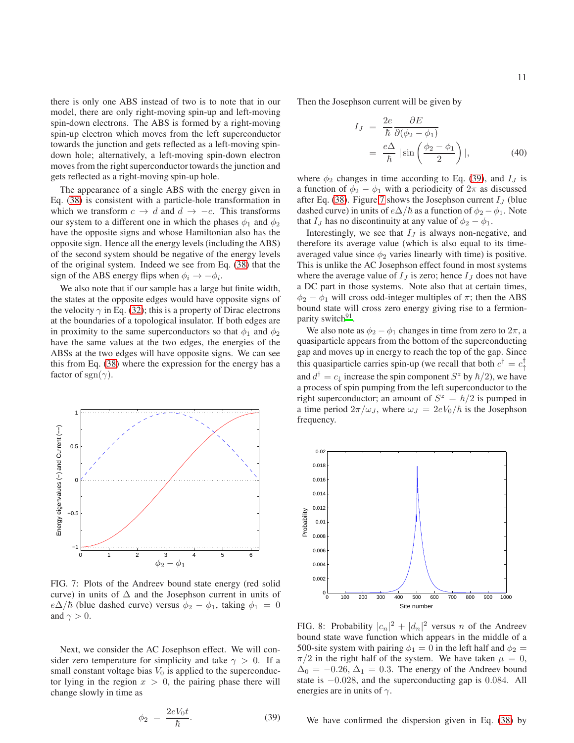there is only one ABS instead of two is to note that in our model, there are only right-moving spin-up and left-moving spin-down electrons. The ABS is formed by a right-moving spin-up electron which moves from the left superconductor towards the junction and gets reflected as a left-moving spin-down hole; alternatively, a left-moving spin-down electron moves from the right superconductor towards the junction and gets reflected as a right-moving spin-up hole.

The appearance of a single ABS with the energy given in Eq. (38) is consistent with a particle-hole transformation in which we transform $c \to d$ and $d \to -c$. This transforms our system to a different one in which the phases $\phi_1$ and $\phi_2$ have the opposite signs and whose Hamiltonian also has the opposite sign. Hence all the energy levels (including the ABS) of the second system should be negative of the energy levels of the original system. Indeed we see from Eq. (38) that the sign of the ABS energy flips when $\phi_i \to -\phi_i$.

We also note that if our sample has a large but finite width, the states at the opposite edges would have opposite signs of the velocity $\gamma$ in Eq. (32); this is a property of Dirac electrons at the boundaries of a topological insulator. If both edges are in proximity to the same superconductors so that $\phi_1$ and $\phi_2$ have the same values at the two edges, the energies of the ABSs at the two edges will have opposite signs. We can see this from Eq. (38) where the expression for the energy has a factor of $\mathrm{sgn}(\gamma)$.

FIG. 7: Plots of the Andreev bound state energy (red solid curve) in units of $\Delta$ and the Josephson current in units of $e\Delta/\hbar$ (blue dashed curve) versus $\phi_2 - \phi_1$, taking $\phi_1 = 0$ and $\gamma > 0$.

Next, we consider the AC Josephson effect. We will consider zero temperature for simplicity and take $\gamma > 0$. If a small constant voltage bias $V_0$ is applied to the superconductor lying in the region $x > 0$, the pairing phase there will change slowly in time as

$$\phi_2 = \frac{2eV_0 t}{\hbar}. \tag{39}$$

Then the Josephson current will be given by

$$\begin{aligned} I_J &= \frac{2e}{\hbar} \frac{\partial E}{\partial(\phi_2 - \phi_1)} \\ &= \frac{e\Delta}{\hbar} \left| \sin\left(\frac{\phi_2 - \phi_1}{2}\right) \right|, \end{aligned} \tag{40}$$

where $\phi_2$ changes in time according to Eq. (39), and $I_J$ is a function of $\phi_2 - \phi_1$ with a periodicity of $2\pi$ as discussed after Eq. (38). Figure 7 shows the Josephson current $I_J$ (blue dashed curve) in units of $e\Delta/\hbar$ as a function of $\phi_2 - \phi_1$. Note that $I_J$ has no discontinuity at any value of $\phi_2 - \phi_1$.

Interestingly, we see that $I_J$ is always non-negative, and therefore its average value (which is also equal to its time-averaged value since $\phi_2$ varies linearly with time) is positive. This is unlike the AC Josephson effect found in most systems where the average value of $I_J$ is zero; hence $I_J$ does not have a DC part in those systems. Note also that at certain times, $\phi_2 - \phi_1$ will cross odd-integer multiples of $\pi$; then the ABS bound state will cross zero energy giving rise to a fermion-parity switch[91].

We also note as $\phi_2 - \phi_1$ changes in time from zero to $2\pi$, a quasiparticle appears from the bottom of the superconducting gap and moves up in energy to reach the top of the gap. Since this quasiparticle carries spin-up (we recall that both $c^\dagger = c_\uparrow^\dagger$ and $d^\dagger = c_\downarrow$ increase the spin component $S^z$ by $\hbar/2$), we have a process of spin pumping from the left superconductor to the right superconductor; an amount of $S^z = \hbar/2$ is pumped in a time period $2\pi/\omega_J$, where $\omega_J = 2eV_0/\hbar$ is the Josephson frequency.

FIG. 8: Probability $|c_n|^2 + |d_n|^2$ versus $n$ of the Andreev bound state wave function which appears in the middle of a 500-site system with pairing $\phi_1 = 0$ in the left half and $\phi_2 = \pi/2$ in the right half of the system. We have taken $\mu = 0$, $\Delta_0 = -0.26$, $\Delta_1 = 0.3$. The energy of the Andreev bound state is $-0.028$, and the superconducting gap is $0.084$. All energies are in units of $\gamma$.

We have confirmed the dispersion given in Eq. (38) by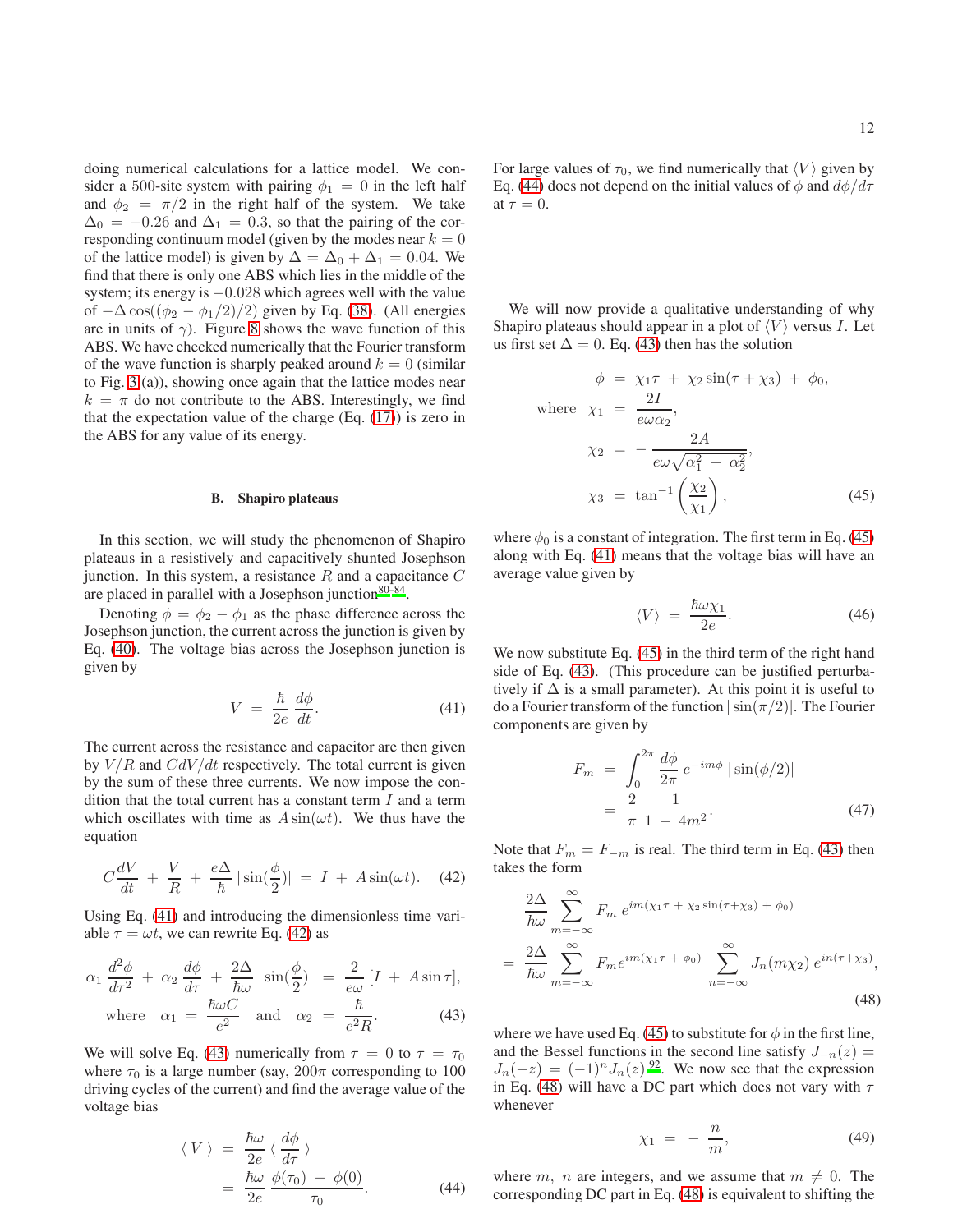doing numerical calculations for a lattice model. We consider a 500-site system with pairing $\phi_1 = 0$ in the left half and $\phi_2 = \pi/2$ in the right half of the system. We take $\Delta_0 = -0.26$ and $\Delta_1 = 0.3$, so that the pairing of the corresponding continuum model (given by the modes near $k = 0$ of the lattice model) is given by $\Delta = \Delta_0 + \Delta_1 = 0.04$. We find that there is only one ABS which lies in the middle of the system; its energy is $-0.028$ which agrees well with the value of $-\Delta \cos((\phi_2 - \phi_1/2)/2)$ given by Eq. (38). (All energies are in units of $\gamma$). Figure 8 shows the wave function of this ABS. We have checked numerically that the Fourier transform of the wave function is sharply peaked around $k = 0$ (similar to Fig. 3 (a)), showing once again that the lattice modes near $k = \pi$ do not contribute to the ABS. Interestingly, we find that the expectation value of the charge (Eq. (17)) is zero in the ABS for any value of its energy.

### B. Shapiro plateaus

In this section, we will study the phenomenon of Shapiro plateaus in a resistively and capacitively shunted Josephson junction. In this system, a resistance $R$ and a capacitance $C$ are placed in parallel with a Josephson junction[80–84].

Denoting $\phi = \phi_2 - \phi_1$ as the phase difference across the Josephson junction, the current across the junction is given by Eq. (40). The voltage bias across the Josephson junction is given by

$$V \ = \ \frac{\hbar}{2e} \, \frac{d\phi}{dt}. \tag{41}$$

The current across the resistance and capacitor are then given by $V/R$ and $CdV/dt$ respectively. The total current is given by the sum of these three currents. We now impose the condition that the total current has a constant term $I$ and a term which oscillates with time as $A \sin(\omega t)$. We thus have the equation

$$C\frac{dV}{dt} \ + \ \frac{V}{R} \ + \ \frac{e\Delta}{\hbar} \, |\sin(\frac{\phi}{2})| \ = \ I \ + \ A \sin(\omega t). \tag{42}$$

Using Eq. (41) and introducing the dimensionless time variable $\tau = \omega t$, we can rewrite Eq. (42) as

$$\begin{aligned} \alpha_1 \, \frac{d^2\phi}{d\tau^2} \ + \ \alpha_2 \, \frac{d\phi}{d\tau} \ + \ \frac{2\Delta}{\hbar\omega} \, |\sin(\frac{\phi}{2})| \ &= \ \frac{2}{e\omega} \, [I \ + \ A \sin \tau], \\ \text{where} \quad \alpha_1 \ = \ \frac{\hbar\omega C}{e^2} \quad &\text{and} \quad \alpha_2 \ = \ \frac{\hbar}{e^2 R}. \end{aligned} \tag{43}$$

We will solve Eq. (43) numerically from $\tau = 0$ to $\tau = \tau_0$ where $\tau_0$ is a large number (say, $200\pi$ corresponding to 100 driving cycles of the current) and find the average value of the voltage bias

$$\begin{aligned} \langle \, V \, \rangle \ &= \ \frac{\hbar\omega}{2e} \, \langle \, \frac{d\phi}{d\tau} \, \rangle \\ &= \ \frac{\hbar\omega}{2e} \, \frac{\phi(\tau_0) \ - \ \phi(0)}{\tau_0}. \end{aligned} \tag{44}$$

For large values of $\tau_0$, we find numerically that $\langle V \rangle$ given by Eq. (44) does not depend on the initial values of $\phi$ and $d\phi/d\tau$ at $\tau = 0$.

We will now provide a qualitative understanding of why Shapiro plateaus should appear in a plot of $\langle V \rangle$ versus $I$. Let us first set $\Delta = 0$. Eq. (43) then has the solution

$$\begin{aligned} \phi \ &= \ \chi_1 \tau \ + \ \chi_2 \sin(\tau + \chi_3) \ + \ \phi_0, \\ \text{where} \quad \chi_1 \ &= \ \frac{2I}{e\omega\alpha_2}, \\ \chi_2 \ &= \ - \, \frac{2A}{e\omega\sqrt{\alpha_1^2 \ + \ \alpha_2^2}}, \\ \chi_3 \ &= \ \tan^{-1}\left(\frac{\chi_2}{\chi_1}\right), \end{aligned} \tag{45}$$

where $\phi_0$ is a constant of integration. The first term in Eq. (45) along with Eq. (41) means that the voltage bias will have an average value given by

$$\langle V \rangle \ = \ \frac{\hbar\omega\chi_1}{2e}. \tag{46}$$

We now substitute Eq. (45) in the third term of the right hand side of Eq. (43). (This procedure can be justified perturbatively if $\Delta$ is a small parameter). At this point it is useful to do a Fourier transform of the function $|\sin(\pi/2)|$. The Fourier components are given by

$$\begin{aligned} F_m \ &= \ \int_0^{2\pi} \frac{d\phi}{2\pi} \, e^{-im\phi} \, |\sin(\phi/2)| \\ &= \ \frac{2}{\pi} \, \frac{1}{1 \ - \ 4m^2}. \end{aligned} \tag{47}$$

Note that $F_m = F_{-m}$ is real. The third term in Eq. (43) then takes the form

$$\begin{aligned} &\frac{2\Delta}{\hbar\omega} \sum_{m=-\infty}^{\infty} F_m \, e^{im(\chi_1\tau \ + \ \chi_2 \sin(\tau+\chi_3) \ + \ \phi_0)} \\ = \ &\frac{2\Delta}{\hbar\omega} \sum_{m=-\infty}^{\infty} F_m e^{im(\chi_1\tau \ + \ \phi_0)} \sum_{n=-\infty}^{\infty} J_n(m\chi_2) \, e^{in(\tau+\chi_3)}, \end{aligned} \tag{48}$$

where we have used Eq. (45) to substitute for $\phi$ in the first line, and the Bessel functions in the second line satisfy $J_{-n}(z) = J_n(-z) = (-1)^n J_n(z)$[92]. We now see that the expression in Eq. (48) will have a DC part which does not vary with $\tau$ whenever

$$\chi_1 \ = \ - \, \frac{n}{m}, \tag{49}$$

where $m$, $n$ are integers, and we assume that $m \neq 0$. The corresponding DC part in Eq. (48) is equivalent to shifting the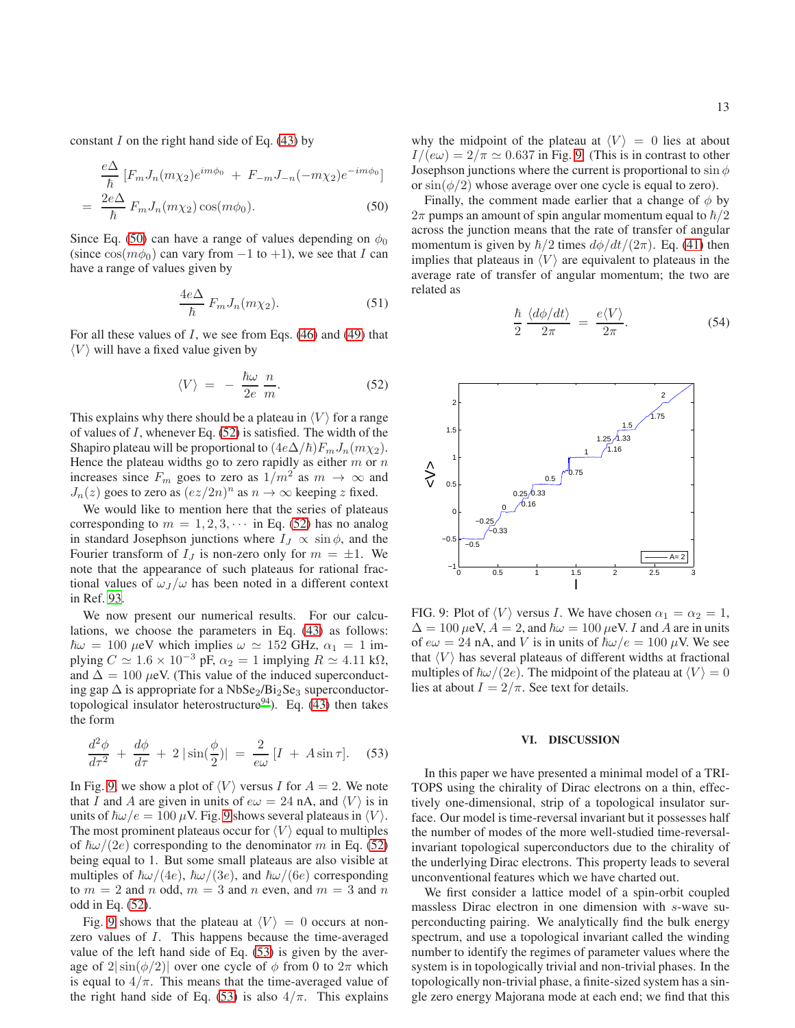constant $I$ on the right hand side of Eq. (43) by

$$\frac{e\Delta}{\hbar} \left[F_m J_n(m\chi_2) e^{im\phi_0} + F_{-m} J_{-n}(-m\chi_2) e^{-im\phi_0}\right]$$
$$= \frac{2e\Delta}{\hbar} F_m J_n(m\chi_2)\cos(m\phi_0). \quad (50)$$

Since Eq. (50) can have a range of values depending on $\phi_0$ (since $\cos(m\phi_0)$ can vary from $-1$ to $+1$), we see that $I$ can have a range of values given by

$$\frac{4e\Delta}{\hbar} F_m J_n(m\chi_2). \quad (51)$$

For all these values of $I$, we see from Eqs. (46) and (49) that $\langle V \rangle$ will have a fixed value given by

$$\langle V \rangle = -\frac{\hbar\omega}{2e}\frac{n}{m}. \quad (52)$$

This explains why there should be a plateau in $\langle V \rangle$ for a range of values of $I$, whenever Eq. (52) is satisfied. The width of the Shapiro plateau will be proportional to $(4e\Delta/\hbar)F_m J_n(m\chi_2)$. Hence the plateau widths go to zero rapidly as either $m$ or $n$ increases since $F_m$ goes to zero as $1/m^2$ as $m \to \infty$ and $J_n(z)$ goes to zero as $(ez/2n)^n$ as $n \to \infty$ keeping $z$ fixed.

We would like to mention here that the series of plateaus corresponding to $m = 1, 2, 3, \cdots$ in Eq. (52) has no analog in standard Josephson junctions where $I_J \propto \sin\phi$, and the Fourier transform of $I_J$ is non-zero only for $m = \pm 1$. We note that the appearance of such plateaus for rational fractional values of $\omega_J/\omega$ has been noted in a different context in Ref. 93.

We now present our numerical results. For our calculations, we choose the parameters in Eq. (43) as follows: $\hbar\omega = 100~\mu$eV which implies $\omega \simeq 152$ GHz, $\alpha_1 = 1$ implying $C \simeq 1.6 \times 10^{-3}$ pF, $\alpha_2 = 1$ implying $R \simeq 4.11$ kΩ, and $\Delta = 100~\mu$eV. (This value of the induced superconducting gap $\Delta$ is appropriate for a $NbSe_2/Bi_2Se_3$ superconductor-topological insulator heterostructure[94]). Eq. (43) then takes the form

$$\frac{d^2\phi}{d\tau^2} + \frac{d\phi}{d\tau} + 2\left|\sin\left(\frac{\phi}{2}\right)\right| = \frac{2}{e\omega}\left[I + A\sin\tau\right]. \quad (53)$$

In Fig. 9, we show a plot of $\langle V \rangle$ versus $I$ for $A = 2$. We note that $I$ and $A$ are given in units of $e\omega = 24$ nA, and $\langle V \rangle$ is in units of $\hbar\omega/e = 100~\mu$V. Fig. 9 shows several plateaus in $\langle V \rangle$. The most prominent plateaus occur for $\langle V \rangle$ equal to multiples of $\hbar\omega/(2e)$ corresponding to the denominator $m$ in Eq. (52) being equal to 1. But some small plateaus are also visible at multiples of $\hbar\omega/(4e)$, $\hbar\omega/(3e)$, and $\hbar\omega/(6e)$ corresponding to $m = 2$ and $n$ odd, $m = 3$ and $n$ even, and $m = 3$ and $n$ odd in Eq. (52).

Fig. 9 shows that the plateau at $\langle V \rangle = 0$ occurs at non-zero values of $I$. This happens because the time-averaged value of the left hand side of Eq. (53) is given by the average of $2|\sin(\phi/2)|$ over one cycle of $\phi$ from 0 to $2\pi$ which is equal to $4/\pi$. This means that the time-averaged value of the right hand side of Eq. (53) is also $4/\pi$. This explains why the midpoint of the plateau at $\langle V \rangle = 0$ lies at about $I/(e\omega) = 2/\pi \simeq 0.637$ in Fig. 9. (This is in contrast to other Josephson junctions where the current is proportional to $\sin\phi$ or $\sin(\phi/2)$ whose average over one cycle is equal to zero).

Finally, the comment made earlier that a change of $\phi$ by $2\pi$ pumps an amount of spin angular momentum equal to $\hbar/2$ across the junction means that the rate of transfer of angular momentum is given by $\hbar/2$ times $d\phi/dt/(2\pi)$. Eq. (41) then implies that plateaus in $\langle V \rangle$ are equivalent to plateaus in the average rate of transfer of angular momentum; the two are related as

$$\frac{\hbar}{2}\frac{\langle d\phi/dt \rangle}{2\pi} = \frac{e\langle V \rangle}{2\pi}. \quad (54)$$

FIG. 9: Plot of $\langle V \rangle$ versus $I$. We have chosen $\alpha_1 = \alpha_2 = 1$, $\Delta = 100~\mu$eV, $A = 2$, and $\hbar\omega = 100~\mu$eV. $I$ and $A$ are in units of $e\omega = 24$ nA, and $V$ is in units of $\hbar\omega/e = 100~\mu$V. We see that $\langle V \rangle$ has several plateaus of different widths at fractional multiples of $\hbar\omega/(2e)$. The midpoint of the plateau at $\langle V \rangle = 0$ lies at about $I = 2/\pi$. See text for details.

## VI. DISCUSSION

In this paper we have presented a minimal model of a TRITOPS using the chirality of Dirac electrons on a thin, effectively one-dimensional, strip of a topological insulator surface. Our model is time-reversal invariant but it possesses half the number of modes of the more well-studied time-reversal-invariant topological superconductors due to the chirality of the underlying Dirac electrons. This property leads to several unconventional features which we have charted out.

We first consider a lattice model of a spin-orbit coupled massless Dirac electron in one dimension with $s$-wave superconducting pairing. We analytically find the bulk energy spectrum, and use a topological invariant called the winding number to identify the regimes of parameter values where the system is in topologically trivial and non-trivial phases. In the topologically non-trivial phase, a finite-sized system has a single zero energy Majorana mode at each end; we find that this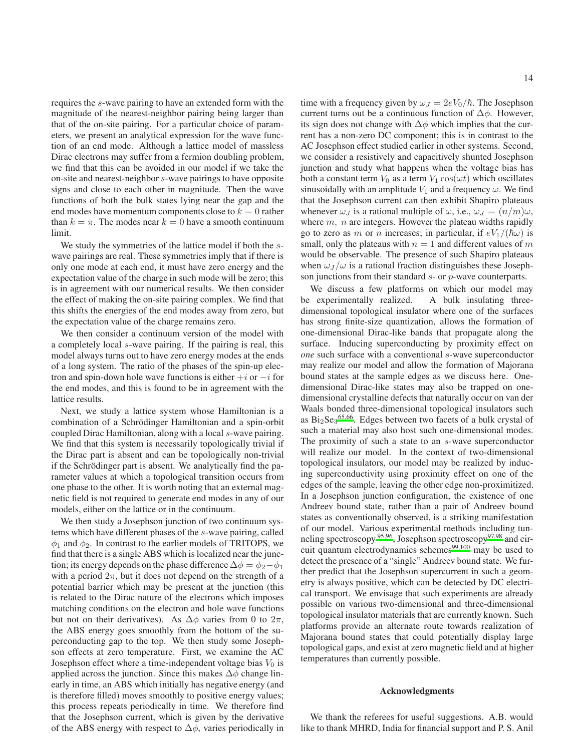requires the $s$-wave pairing to have an extended form with the magnitude of the nearest-neighbor pairing being larger than that of the on-site pairing. For a particular choice of parameters, we present an analytical expression for the wave function of an end mode. Although a lattice model of massless Dirac electrons may suffer from a fermion doubling problem, we find that this can be avoided in our model if we take the on-site and nearest-neighbor $s$-wave pairings to have opposite signs and close to each other in magnitude. Then the wave functions of both the bulk states lying near the gap and the end modes have momentum components close to $k = 0$ rather than $k = \pi$. The modes near $k = 0$ have a smooth continuum limit.

We study the symmetries of the lattice model if both the $s$-wave pairings are real. These symmetries imply that if there is only one mode at each end, it must have zero energy and the expectation value of the charge in such mode will be zero; this is in agreement with our numerical results. We then consider the effect of making the on-site pairing complex. We find that this shifts the energies of the end modes away from zero, but the expectation value of the charge remains zero.

We then consider a continuum version of the model with a completely local $s$-wave pairing. If the pairing is real, this model always turns out to have zero energy modes at the ends of a long system. The ratio of the phases of the spin-up electron and spin-down hole wave functions is either $+i$ or $-i$ for the end modes, and this is found to be in agreement with the lattice results.

Next, we study a lattice system whose Hamiltonian is a combination of a Schrödinger Hamiltonian and a spin-orbit coupled Dirac Hamiltonian, along with a local $s$-wave pairing. We find that this system is necessarily topologically trivial if the Dirac part is absent and can be topologically non-trivial if the Schrödinger part is absent. We analytically find the parameter values at which a topological transition occurs from one phase to the other. It is worth noting that an external magnetic field is not required to generate end modes in any of our models, either on the lattice or in the continuum.

We then study a Josephson junction of two continuum systems which have different phases of the $s$-wave pairing, called $\phi_1$ and $\phi_2$. In contrast to the earlier models of TRITOPS, we find that there is a single ABS which is localized near the junction; its energy depends on the phase difference $\Delta\phi = \phi_2 - \phi_1$ with a period $2\pi$, but it does not depend on the strength of a potential barrier which may be present at the junction (this is related to the Dirac nature of the electrons which imposes matching conditions on the electron and hole wave functions but not on their derivatives). As $\Delta\phi$ varies from 0 to $2\pi$, the ABS energy goes smoothly from the bottom of the superconducting gap to the top. We then study some Josephson effects at zero temperature. First, we examine the AC Josephson effect where a time-independent voltage bias $V_0$ is applied across the junction. Since this makes $\Delta\phi$ change linearly in time, an ABS which initially has negative energy (and is therefore filled) moves smoothly to positive energy values; this process repeats periodically in time. We therefore find that the Josephson current, which is given by the derivative of the ABS energy with respect to $\Delta\phi$, varies periodically in time with a frequency given by $\omega_J = 2eV_0/\hbar$. The Josephson current turns out be a continuous function of $\Delta\phi$. However, its sign does not change with $\Delta\phi$ which implies that the current has a non-zero DC component; this is in contrast to the AC Josephson effect studied earlier in other systems. Second, we consider a resistively and capacitively shunted Josephson junction and study what happens when the voltage bias has both a constant term $V_0$ as a term $V_1 \cos(\omega t)$ which oscillates sinusoidally with an amplitude $V_1$ and a frequency $\omega$. We find that the Josephson current can then exhibit Shapiro plateaus whenever $\omega_J$ is a rational multiple of $\omega$, i.e., $\omega_J = (n/m)\omega$, where $m$, $n$ are integers. However the plateau widths rapidly go to zero as $m$ or $n$ increases; in particular, if $eV_1/(\hbar\omega)$ is small, only the plateaus with $n = 1$ and different values of $m$ would be observable. The presence of such Shapiro plateaus when $\omega_J/\omega$ is a rational fraction distinguishes these Josephson junctions from their standard $s$- or $p$-wave counterparts.

We discuss a few platforms on which our model may be experimentally realized. A bulk insulating three-dimensional topological insulator where one of the surfaces has strong finite-size quantization, allows the formation of one-dimensional Dirac-like bands that propagate along the surface. Inducing superconducting by proximity effect on *one* such surface with a conventional $s$-wave superconductor may realize our model and allow the formation of Majorana bound states at the sample edges as we discuss here. One-dimensional Dirac-like states may also be trapped on one-dimensional crystalline defects that naturally occur on van der Waals bonded three-dimensional topological insulators such as $Bi_2Se_3$[65,66]. Edges between two facets of a bulk crystal of such a material may also host such one-dimensional modes. The proximity of such a state to an $s$-wave superconductor will realize our model. In the context of two-dimensional topological insulators, our model may be realized by inducing superconductivity using proximity effect on one of the edges of the sample, leaving the other edge non-proximitized. In a Josephson junction configuration, the existence of one Andreev bound state, rather than a pair of Andreev bound states as conventionally observed, is a striking manifestation of our model. Various experimental methods including tunneling spectroscopy[95,96], Josephson spectroscopy[97,98] and circuit quantum electrodynamics schemes[99,100] may be used to detect the presence of a "single" Andreev bound state. We further predict that the Josephson supercurrent in such a geometry is always positive, which can be detected by DC electrical transport. We envisage that such experiments are already possible on various two-dimensional and three-dimensional topological insulator materials that are currently known. Such platforms provide an alternate route towards realization of Majorana bound states that could potentially display large topological gaps, and exist at zero magnetic field and at higher temperatures than currently possible.

## Acknowledgments

We thank the referees for useful suggestions. A.B. would like to thank MHRD, India for financial support and P. S. Anil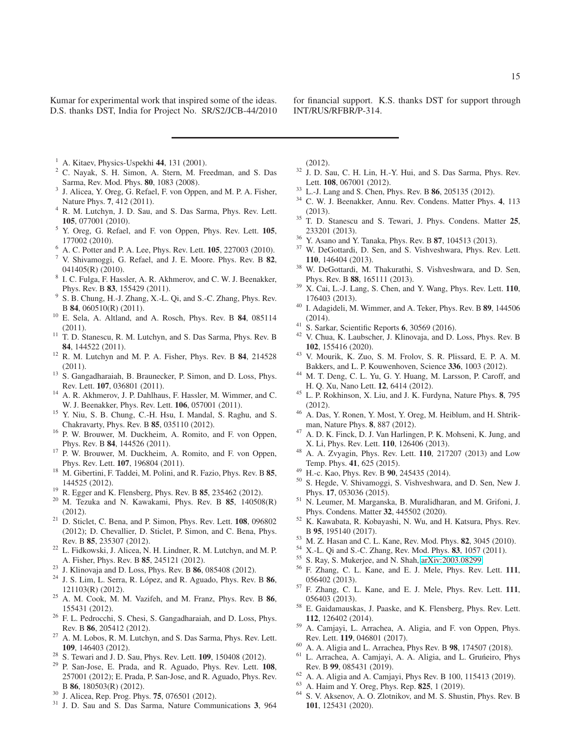Kumar for experimental work that inspired some of the ideas. D.S. thanks DST, India for Project No. SR/S2/JCB-44/2010 for financial support. K.S. thanks DST for support through INT/RUS/RFBR/P-314.

---

[1] A. Kitaev, Physics-Uspekhi **44**, 131 (2001).
[2] C. Nayak, S. H. Simon, A. Stern, M. Freedman, and S. Das Sarma, Rev. Mod. Phys. **80**, 1083 (2008).
[3] J. Alicea, Y. Oreg, G. Refael, F. von Oppen, and M. P. A. Fisher, Nature Phys. **7**, 412 (2011).
[4] R. M. Lutchyn, J. D. Sau, and S. Das Sarma, Phys. Rev. Lett. **105**, 077001 (2010).
[5] Y. Oreg, G. Refael, and F. von Oppen, Phys. Rev. Lett. **105**, 177002 (2010).
[6] A. C. Potter and P. A. Lee, Phys. Rev. Lett. **105**, 227003 (2010).
[7] V. Shivamoggi, G. Refael, and J. E. Moore. Phys. Rev. B **82**, 041405(R) (2010).
[8] I. C. Fulga, F. Hassler, A. R. Akhmerov, and C. W. J. Beenakker, Phys. Rev. B **83**, 155429 (2011).
[9] S. B. Chung, H.-J. Zhang, X.-L. Qi, and S.-C. Zhang, Phys. Rev. B **84**, 060510(R) (2011).
[10] E. Sela, A. Altland, and A. Rosch, Phys. Rev. B **84**, 085114 (2011).
[11] T. D. Stanescu, R. M. Lutchyn, and S. Das Sarma, Phys. Rev. B **84**, 144522 (2011).
[12] R. M. Lutchyn and M. P. A. Fisher, Phys. Rev. B **84**, 214528 (2011).
[13] S. Gangadharaiah, B. Braunecker, P. Simon, and D. Loss, Phys. Rev. Lett. **107**, 036801 (2011).
[14] A. R. Akhmerov, J. P. Dahlhaus, F. Hassler, M. Wimmer, and C. W. J. Beenakker, Phys. Rev. Lett. **106**, 057001 (2011).
[15] Y. Niu, S. B. Chung, C.-H. Hsu, I. Mandal, S. Raghu, and S. Chakravarty, Phys. Rev. B **85**, 035110 (2012).
[16] P. W. Brouwer, M. Duckheim, A. Romito, and F. von Oppen, Phys. Rev. B **84**, 144526 (2011).
[17] P. W. Brouwer, M. Duckheim, A. Romito, and F. von Oppen, Phys. Rev. Lett. **107**, 196804 (2011).
[18] M. Gibertini, F. Taddei, M. Polini, and R. Fazio, Phys. Rev. B **85**, 144525 (2012).
[19] R. Egger and K. Flensberg, Phys. Rev. B **85**, 235462 (2012).
[20] M. Tezuka and N. Kawakami, Phys. Rev. B **85**, 140508(R) (2012).
[21] D. Sticlet, C. Bena, and P. Simon, Phys. Rev. Lett. **108**, 096802 (2012); D. Chevallier, D. Sticlet, P. Simon, and C. Bena, Phys. Rev. B **85**, 235307 (2012).
[22] L. Fidkowski, J. Alicea, N. H. Lindner, R. M. Lutchyn, and M. P. A. Fisher, Phys. Rev. B **85**, 245121 (2012).
[23] J. Klinovaja and D. Loss, Phys. Rev. B **86**, 085408 (2012).
[24] J. S. Lim, L. Serra, R. López, and R. Aguado, Phys. Rev. B **86**, 121103(R) (2012).
[25] A. M. Cook, M. M. Vazifeh, and M. Franz, Phys. Rev. B **86**, 155431 (2012).
[26] F. L. Pedrocchi, S. Chesi, S. Gangadharaiah, and D. Loss, Phys. Rev. B **86**, 205412 (2012).
[27] A. M. Lobos, R. M. Lutchyn, and S. Das Sarma, Phys. Rev. Lett. **109**, 146403 (2012).
[28] S. Tewari and J. D. Sau, Phys. Rev. Lett. **109**, 150408 (2012).
[29] P. San-Jose, E. Prada, and R. Aguado, Phys. Rev. Lett. **108**, 257001 (2012); E. Prada, P. San-Jose, and R. Aguado, Phys. Rev. B **86**, 180503(R) (2012).
[30] J. Alicea, Rep. Prog. Phys. **75**, 076501 (2012).
[31] J. D. Sau and S. Das Sarma, Nature Communications **3**, 964 (2012).
[32] J. D. Sau, C. H. Lin, H.-Y. Hui, and S. Das Sarma, Phys. Rev. Lett. **108**, 067001 (2012).
[33] L.-J. Lang and S. Chen, Phys. Rev. B **86**, 205135 (2012).
[34] C. W. J. Beenakker, Annu. Rev. Condens. Matter Phys. **4**, 113 (2013).
[35] T. D. Stanescu and S. Tewari, J. Phys. Condens. Matter **25**, 233201 (2013).
[36] Y. Asano and Y. Tanaka, Phys. Rev. B **87**, 104513 (2013).
[37] W. DeGottardi, D. Sen, and S. Vishveshwara, Phys. Rev. Lett. **110**, 146404 (2013).
[38] W. DeGottardi, M. Thakurathi, S. Vishveshwara, and D. Sen, Phys. Rev. B **88**, 165111 (2013).
[39] X. Cai, L.-J. Lang, S. Chen, and Y. Wang, Phys. Rev. Lett. **110**, 176403 (2013).
[40] I. Adagideli, M. Wimmer, and A. Teker, Phys. Rev. B **89**, 144506 (2014).
[41] S. Sarkar, Scientific Reports **6**, 30569 (2016).
[42] V. Chua, K. Laubscher, J. Klinovaja, and D. Loss, Phys. Rev. B **102**, 155416 (2020).
[43] V. Mourik, K. Zuo, S. M. Frolov, S. R. Plissard, E. P. A. M. Bakkers, and L. P. Kouwenhoven, Science **336**, 1003 (2012).
[44] M. T. Deng, C. L. Yu, G. Y. Huang, M. Larsson, P. Caroff, and H. Q. Xu, Nano Lett. **12**, 6414 (2012).
[45] L. P. Rokhinson, X. Liu, and J. K. Furdyna, Nature Phys. **8**, 795 (2012).
[46] A. Das, Y. Ronen, Y. Most, Y. Oreg, M. Heiblum, and H. Shtrikman, Nature Phys. **8**, 887 (2012).
[47] A. D. K. Finck, D. J. Van Harlingen, P. K. Mohseni, K. Jung, and X. Li, Phys. Rev. Lett. **110**, 126406 (2013).
[48] A. A. Zvyagin, Phys. Rev. Lett. **110**, 217207 (2013) and Low Temp. Phys. **41**, 625 (2015).
[49] H.-c. Kao, Phys. Rev. B **90**, 245435 (2014).
[50] S. Hegde, V. Shivamoggi, S. Vishveshwara, and D. Sen, New J. Phys. **17**, 053036 (2015).
[51] N. Leumer, M. Marganska, B. Muralidharan, and M. Grifoni, J. Phys. Condens. Matter **32**, 445502 (2020).
[52] K. Kawabata, R. Kobayashi, N. Wu, and H. Katsura, Phys. Rev. B **95**, 195140 (2017).
[53] M. Z. Hasan and C. L. Kane, Rev. Mod. Phys. **82**, 3045 (2010).
[54] X.-L. Qi and S.-C. Zhang, Rev. Mod. Phys. **83**, 1057 (2011).
[55] S. Ray, S. Mukerjee, and N. Shah, arXiv:2003.08299.
[56] F. Zhang, C. L. Kane, and E. J. Mele, Phys. Rev. Lett. **111**, 056402 (2013).
[57] F. Zhang, C. L. Kane, and E. J. Mele, Phys. Rev. Lett. **111**, 056403 (2013).
[58] E. Gaidamauskas, J. Paaske, and K. Flensberg, Phys. Rev. Lett. **112**, 126402 (2014).
[59] A. Camjayi, L. Arrachea, A. Aligia, and F. von Oppen, Phys. Rev. Lett. **119**, 046801 (2017).
[60] A. A. Aligia and L. Arrachea, Phys Rev. B **98**, 174507 (2018).
[61] L. Arrachea, A. Camjayi, A. A. Aligia, and L. Gruńeiro, Phys Rev. B **99**, 085431 (2019).
[62] A. A. Aligia and A. Camjayi, Phys Rev. B 100, 115413 (2019).
[63] A. Haim and Y. Oreg, Phys. Rep. **825**, 1 (2019).
[64] S. V. Aksenov, A. O. Zlotnikov, and M. S. Shustin, Phys. Rev. B **101**, 125431 (2020).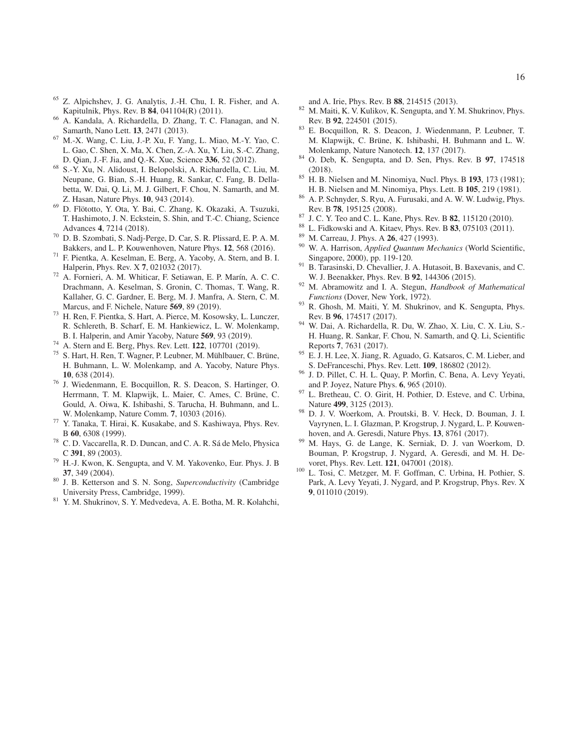[65] Z. Alpichshev, J. G. Analytis, J.-H. Chu, I. R. Fisher, and A. Kapitulnik, Phys. Rev. B **84**, 041104(R) (2011).

[66] A. Kandala, A. Richardella, D. Zhang, T. C. Flanagan, and N. Samarth, Nano Lett. **13**, 2471 (2013).

[67] M.-X. Wang, C. Liu, J.-P. Xu, F. Yang, L. Miao, M.-Y. Yao, C. L. Gao, C. Shen, X. Ma, X. Chen, Z.-A. Xu, Y. Liu, S.-C. Zhang, D. Qian, J.-F. Jia, and Q.-K. Xue, Science **336**, 52 (2012).

[68] S.-Y. Xu, N. Alidoust, I. Belopolski, A. Richardella, C. Liu, M. Neupane, G. Bian, S.-H. Huang, R. Sankar, C. Fang, B. Dellabetta, W. Dai, Q. Li, M. J. Gilbert, F. Chou, N. Samarth, and M. Z. Hasan, Nature Phys. **10**, 943 (2014).

[69] D. Flötotto, Y. Ota, Y. Bai, C. Zhang, K. Okazaki, A. Tsuzuki, T. Hashimoto, J. N. Eckstein, S. Shin, and T.-C. Chiang, Science Advances **4**, 7214 (2018).

[70] D. B. Szombati, S. Nadj-Perge, D. Car, S. R. Plissard, E. P. A. M. Bakkers, and L. P. Kouwenhoven, Nature Phys. **12**, 568 (2016).

[71] F. Pientka, A. Keselman, E. Berg, A. Yacoby, A. Stern, and B. I. Halperin, Phys. Rev. X **7**, 021032 (2017).

[72] A. Fornieri, A. M. Whiticar, F. Setiawan, E. P. Marín, A. C. C. Drachmann, A. Keselman, S. Gronin, C. Thomas, T. Wang, R. Kallaher, G. C. Gardner, E. Berg, M. J. Manfra, A. Stern, C. M. Marcus, and F. Nichele, Nature **569**, 89 (2019).

[73] H. Ren, F. Pientka, S. Hart, A. Pierce, M. Kosowsky, L. Lunczer, R. Schlereth, B. Scharf, E. M. Hankiewicz, L. W. Molenkamp, B. I. Halperin, and Amir Yacoby, Nature **569**, 93 (2019).

[74] A. Stern and E. Berg, Phys. Rev. Lett. **122**, 107701 (2019).

[75] S. Hart, H. Ren, T. Wagner, P. Leubner, M. Mühlbauer, C. Brüne, H. Buhmann, L. W. Molenkamp, and A. Yacoby, Nature Phys. **10**, 638 (2014).

[76] J. Wiedenmann, E. Bocquillon, R. S. Deacon, S. Hartinger, O. Herrmann, T. M. Klapwijk, L. Maier, C. Ames, C. Brüne, C. Gould, A. Oiwa, K. Ishibashi, S. Tarucha, H. Buhmann, and L. W. Molenkamp, Nature Comm. **7**, 10303 (2016).

[77] Y. Tanaka, T. Hirai, K. Kusakabe, and S. Kashiwaya, Phys. Rev. B **60**, 6308 (1999).

[78] C. D. Vaccarella, R. D. Duncan, and C. A. R. Sá de Melo, Physica C **391**, 89 (2003).

[79] H.-J. Kwon, K. Sengupta, and V. M. Yakovenko, Eur. Phys. J. B **37**, 349 (2004).

[80] J. B. Ketterson and S. N. Song, *Superconductivity* (Cambridge University Press, Cambridge, 1999).

[81] Y. M. Shukrinov, S. Y. Medvedeva, A. E. Botha, M. R. Kolahchi, and A. Irie, Phys. Rev. B **88**, 214515 (2013).

[82] M. Maiti, K. V. Kulikov, K. Sengupta, and Y. M. Shukrinov, Phys. Rev. B **92**, 224501 (2015).

[83] E. Bocquillon, R. S. Deacon, J. Wiedenmann, P. Leubner, T. M. Klapwijk, C. Brüne, K. Ishibashi, H. Buhmann and L. W. Molenkamp, Nature Nanotech. **12**, 137 (2017).

[84] O. Deb, K. Sengupta, and D. Sen, Phys. Rev. B **97**, 174518 (2018).

[85] H. B. Nielsen and M. Ninomiya, Nucl. Phys. B **193**, 173 (1981); H. B. Nielsen and M. Ninomiya, Phys. Lett. B **105**, 219 (1981).

[86] A. P. Schnyder, S. Ryu, A. Furusaki, and A. W. W. Ludwig, Phys. Rev. B **78**, 195125 (2008).

[87] J. C. Y. Teo and C. L. Kane, Phys. Rev. B **82**, 115120 (2010).

[88] L. Fidkowski and A. Kitaev, Phys. Rev. B **83**, 075103 (2011).

[89] M. Carreau, J. Phys. A **26**, 427 (1993).

[90] W. A. Harrison, *Applied Quantum Mechanics* (World Scientific, Singapore, 2000), pp. 119-120.

[91] B. Tarasinski, D. Chevallier, J. A. Hutasoit, B. Baxevanis, and C. W. J. Beenakker, Phys. Rev. B **92**, 144306 (2015).

[92] M. Abramowitz and I. A. Stegun, *Handbook of Mathematical Functions* (Dover, New York, 1972).

[93] R. Ghosh, M. Maiti, Y. M. Shukrinov, and K. Sengupta, Phys. Rev. B **96**, 174517 (2017).

[94] W. Dai, A. Richardella, R. Du, W. Zhao, X. Liu, C. X. Liu, S.-H. Huang, R. Sankar, F. Chou, N. Samarth, and Q. Li, Scientific Reports **7**, 7631 (2017).

[95] E. J. H. Lee, X. Jiang, R. Aguado, G. Katsaros, C. M. Lieber, and S. DeFranceschi, Phys. Rev. Lett. **109**, 186802 (2012).

[96] J. D. Pillet, C. H. L. Quay, P. Morfin, C. Bena, A. Levy Yeyati, and P. Joyez, Nature Phys. **6**, 965 (2010).

[97] L. Bretheau, C. O. Girit, H. Pothier, D. Esteve, and C. Urbina, Nature **499**, 3125 (2013).

[98] D. J. V. Woerkom, A. Proutski, B. V. Heck, D. Bouman, J. I. Vayrynen, L. I. Glazman, P. Krogstrup, J. Nygard, L. P. Kouwenhoven, and A. Geresdi, Nature Phys. **13**, 8761 (2017).

[99] M. Hays, G. de Lange, K. Serniak, D. J. van Woerkom, D. Bouman, P. Krogstrup, J. Nygard, A. Geresdi, and M. H. Devoret, Phys. Rev. Lett. **121**, 047001 (2018).

[100] L. Tosi, C. Metzger, M. F. Goffman, C. Urbina, H. Pothier, S. Park, A. Levy Yeyati, J. Nygard, and P. Krogstrup, Phys. Rev. X **9**, 011010 (2019).